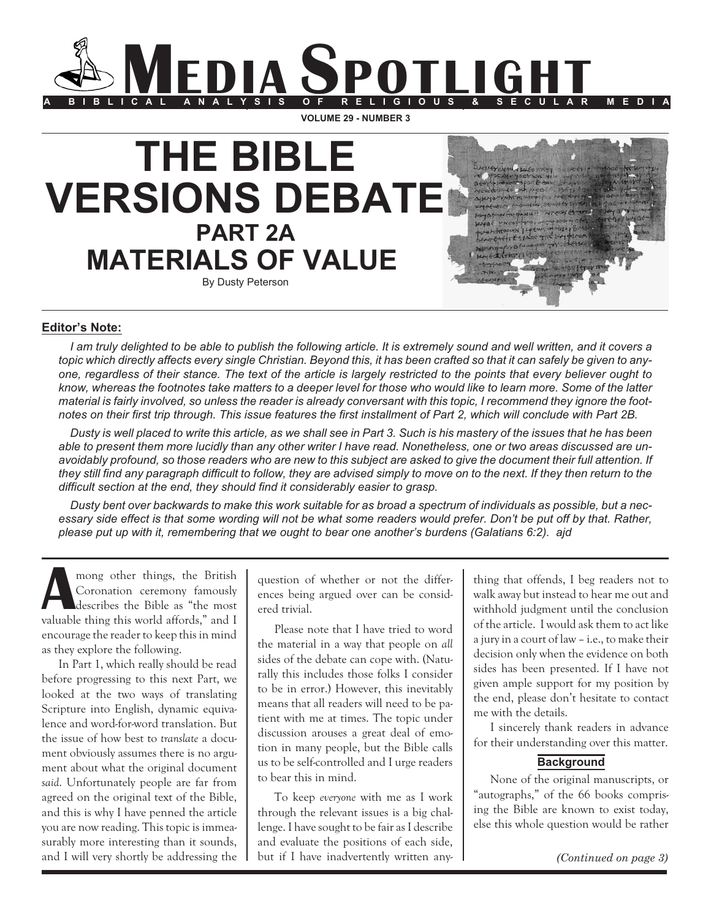# MEDIA SPOTLIGHT

A BIBLICAL ANALYSIS OF RELIGIOUS & SECULAR MEDIA

# THE BIBLE VERSIONS DEBATE

## PART 2A
## MATERIALS OF VALUE

By Dusty Peterson

**Editor's Note:**

*I am truly delighted to be able to publish the following article. It is extremely sound and well written, and it covers a topic which directly affects every single Christian. Beyond this, it has been crafted so that it can safely be given to anyone, regardless of their stance. The text of the article is largely restricted to the points that every believer ought to know, whereas the footnotes take matters to a deeper level for those who would like to learn more. Some of the latter material is fairly involved, so unless the reader is already conversant with this topic, I recommend they ignore the footnotes on their first trip through. This issue features the first installment of Part 2, which will conclude with Part 2B.*

*Dusty is well placed to write this article, as we shall see in Part 3. Such is his mastery of the issues that he has been able to present them more lucidly than any other writer I have read. Nonetheless, one or two areas discussed are unavoidably profound, so those readers who are new to this subject are asked to give the document their full attention. If they still find any paragraph difficult to follow, they are advised simply to move on to the next. If they then return to the difficult section at the end, they should find it considerably easier to grasp.*

*Dusty bent over backwards to make this work suitable for as broad a spectrum of individuals as possible, but a necessary side effect is that some wording will not be what some readers would prefer. Don't be put off by that. Rather, please put up with it, remembering that we ought to bear one another's burdens (Galatians 6:2). ajd*

Among other things, the British Coronation ceremony famously describes the Bible as "the most valuable thing this world affords," and I encourage the reader to keep this in mind as they explore the following.

In Part 1, which really should be read before progressing to this next Part, we looked at the two ways of translating Scripture into English, dynamic equivalence and word-for-word translation. But the issue of how best to *translate* a document obviously assumes there is no argument about what the original document *said*. Unfortunately people are far from agreed on the original text of the Bible, and this is why I have penned the article you are now reading. This topic is immeasurably more interesting than it sounds, and I will very shortly be addressing the question of whether or not the differences being argued over can be considered trivial.

Please note that I have tried to word the material in a way that people on *all* sides of the debate can cope with. (Naturally this includes those folks I consider to be in error.) However, this inevitably means that all readers will need to be patient with me at times. The topic under discussion arouses a great deal of emotion in many people, but the Bible calls us to be self-controlled and I urge readers to bear this in mind.

To keep *everyone* with me as I work through the relevant issues is a big challenge. I have sought to be fair as I describe and evaluate the positions of each side, but if I have inadvertently written anything that offends, I beg readers not to walk away but instead to hear me out and withhold judgment until the conclusion of the article. I would ask them to act like a jury in a court of law – i.e., to make their decision only when the evidence on both sides has been presented. If I have not given ample support for my position by the end, please don't hesitate to contact me with the details.

I sincerely thank readers in advance for their understanding over this matter.

### Background

None of the original manuscripts, or "autographs," of the 66 books comprising the Bible are known to exist today, else this whole question would be rather

*(Continued on page 3)*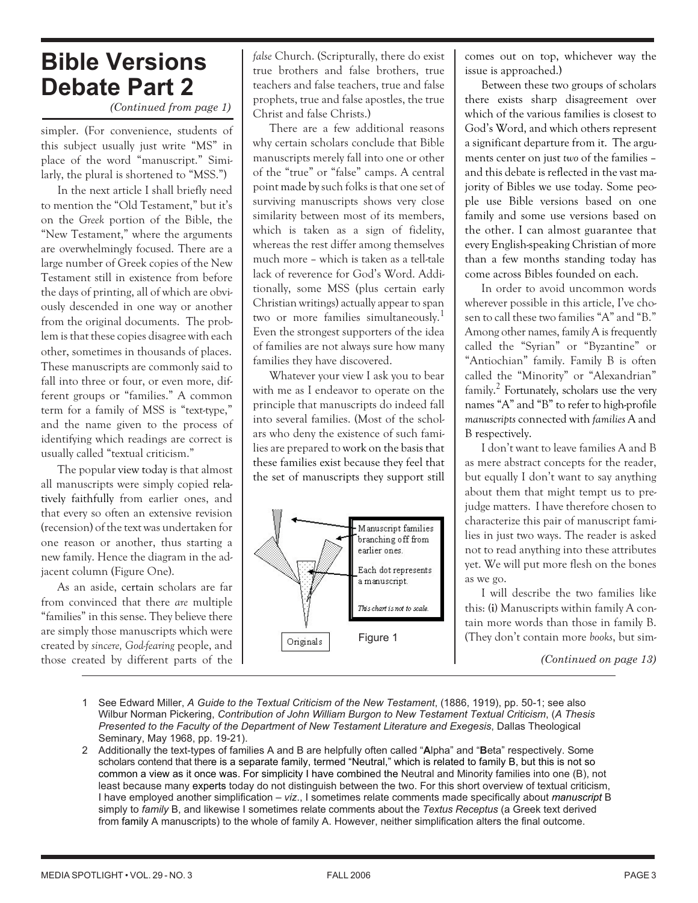# Bible Versions Debate Part 2

*(Continued from page 1)*

simpler. (For convenience, students of this subject usually just write "MS" in place of the word "manuscript." Similarly, the plural is shortened to "MSS.")

In the next article I shall briefly need to mention the "Old Testament," but it's on the *Greek* portion of the Bible, the "New Testament," where the arguments are overwhelmingly focused. There are a large number of Greek copies of the New Testament still in existence from before the days of printing, all of which are obviously descended in one way or another from the original documents. The problem is that these copies disagree with each other, sometimes in thousands of places. These manuscripts are commonly said to fall into three or four, or even more, different groups or "families." A common term for a family of MSS is "text-type," and the name given to the process of identifying which readings are correct is usually called "textual criticism."

The popular view today is that almost all manuscripts were simply copied relatively faithfully from earlier ones, and that every so often an extensive revision (recension) of the text was undertaken for one reason or another, thus starting a new family. Hence the diagram in the adjacent column (Figure One).

As an aside, certain scholars are far from convinced that there *are* multiple "families" in this sense. They believe there are simply those manuscripts which were created by *sincere, God-fearing* people, and those created by different parts of the *false* Church. (Scripturally, there do exist true brothers and false brothers, true teachers and false teachers, true and false prophets, true and false apostles, the true Christ and false Christs.)

There are a few additional reasons why certain scholars conclude that Bible manuscripts merely fall into one or other of the "true" or "false" camps. A central point made by such folks is that one set of surviving manuscripts shows very close similarity between most of its members, which is taken as a sign of fidelity, whereas the rest differ among themselves much more – which is taken as a tell-tale lack of reverence for God's Word. Additionally, some MSS (plus certain early Christian writings) actually appear to span two or more families simultaneously.[1] Even the strongest supporters of the idea of families are not always sure how many families they have discovered.

Whatever your view I ask you to bear with me as I endeavor to operate on the principle that manuscripts do indeed fall into several families. (Most of the scholars who deny the existence of such families are prepared to work on the basis that these families exist because they feel that the set of manuscripts they support still comes out on top, whichever way the issue is approached.)

Manuscript families branching off from earlier ones.

Each dot represents a manuscript.

*This chart is not to scale.*

Originals

Figure 1

Between these two groups of scholars there exists sharp disagreement over which of the various families is closest to God's Word, and which others represent a significant departure from it. The arguments center on just *two* of the families – and this debate is reflected in the vast majority of Bibles we use today. Some people use Bible versions based on one family and some use versions based on the other. I can almost guarantee that every English-speaking Christian of more than a few months standing today has come across Bibles founded on each.

In order to avoid uncommon words wherever possible in this article, I've chosen to call these two families "A" and "B." Among other names, family A is frequently called the "Syrian" or "Byzantine" or "Antiochian" family. Family B is often called the "Minority" or "Alexandrian" family.[2] Fortunately, scholars use the very names "A" and "B" to refer to high-profile *manuscripts* connected with *families* A and B respectively.

I don't want to leave families A and B as mere abstract concepts for the reader, but equally I don't want to say anything about them that might tempt us to prejudge matters. I have therefore chosen to characterize this pair of manuscript families in just two ways. The reader is asked not to read anything into these attributes yet. We will put more flesh on the bones as we go.

I will describe the two families like this: (i) Manuscripts within family A contain more words than those in family B. (They don't contain more *books*, but sim-

*(Continued on page 13)*

---

1 See Edward Miller, *A Guide to the Textual Criticism of the New Testament*, (1886, 1919), pp. 50-1; see also Wilbur Norman Pickering, *Contribution of John William Burgon to New Testament Textual Criticism*, (*A Thesis Presented to the Faculty of the Department of New Testament Literature and Exegesis*, Dallas Theological Seminary, May 1968, pp. 19-21).

2 Additionally the text-types of families A and B are helpfully often called "**A**lpha" and "**B**eta" respectively. Some scholars contend that there is a separate family, termed "Neutral," which is related to family B, but this is not so common a view as it once was. For simplicity I have combined the Neutral and Minority families into one (B), not least because many experts today do not distinguish between the two. For this short overview of textual criticism, I have employed another simplification – *viz*., I sometimes relate comments made specifically about *manuscript* B simply to *family* B, and likewise I sometimes relate comments about the *Textus Receptus* (a Greek text derived from family A manuscripts) to the whole of family A. However, neither simplification alters the final outcome.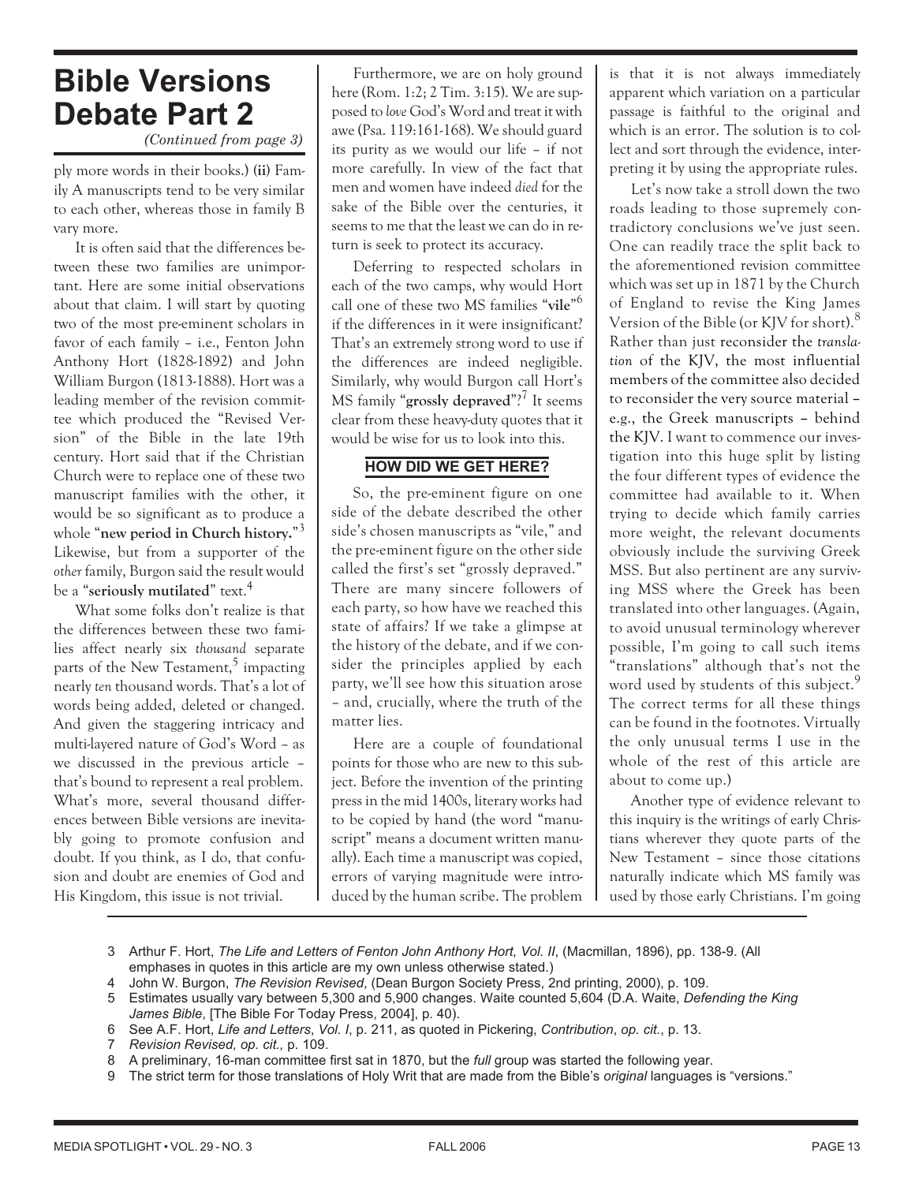# Bible Versions Debate Part 2

*(Continued from page 3)*

ply more words in their books.) **(ii)** Family A manuscripts tend to be very similar to each other, whereas those in family B vary more.

It is often said that the differences between these two families are unimportant. Here are some initial observations about that claim. I will start by quoting two of the most pre-eminent scholars in favor of each family – i.e., Fenton John Anthony Hort (1828-1892) and John William Burgon (1813-1888). Hort was a leading member of the revision committee which produced the "Revised Version" of the Bible in the late 19th century. Hort said that if the Christian Church were to replace one of these two manuscript families with the other, it would be so significant as to produce a whole "**new period in Church history.**"[3] Likewise, but from a supporter of the *other* family, Burgon said the result would be a "**seriously mutilated**" text.[4]

What some folks don't realize is that the differences between these two families affect nearly six *thousand* separate parts of the New Testament,[5] impacting nearly *ten* thousand words. That's a lot of words being added, deleted or changed. And given the staggering intricacy and multi-layered nature of God's Word – as we discussed in the previous article – that's bound to represent a real problem. What's more, several thousand differences between Bible versions are inevitably going to promote confusion and doubt. If you think, as I do, that confusion and doubt are enemies of God and His Kingdom, this issue is not trivial.

Furthermore, we are on holy ground here (Rom. 1:2; 2 Tim. 3:15). We are supposed to *love* God's Word and treat it with awe (Psa. 119:161-168). We should guard its purity as we would our life – if not more carefully. In view of the fact that men and women have indeed *died* for the sake of the Bible over the centuries, it seems to me that the least we can do in return is seek to protect its accuracy.

Deferring to respected scholars in each of the two camps, why would Hort call one of these two MS families "**vile**"[6] if the differences in it were insignificant? That's an extremely strong word to use if the differences are indeed negligible. Similarly, why would Burgon call Hort's MS family "**grossly depraved**"?[7] It seems clear from these heavy-duty quotes that it would be wise for us to look into this.

## HOW DID WE GET HERE?

So, the pre-eminent figure on one side of the debate described the other side's chosen manuscripts as "vile," and the pre-eminent figure on the other side called the first's set "grossly depraved." There are many sincere followers of each party, so how have we reached this state of affairs? If we take a glimpse at the history of the debate, and if we consider the principles applied by each party, we'll see how this situation arose – and, crucially, where the truth of the matter lies.

Here are a couple of foundational points for those who are new to this subject. Before the invention of the printing press in the mid 1400s, literary works had to be copied by hand (the word "manuscript" means a document written manually). Each time a manuscript was copied, errors of varying magnitude were introduced by the human scribe. The problem is that it is not always immediately apparent which variation on a particular passage is faithful to the original and which is an error. The solution is to collect and sort through the evidence, interpreting it by using the appropriate rules.

Let's now take a stroll down the two roads leading to those supremely contradictory conclusions we've just seen. One can readily trace the split back to the aforementioned revision committee which was set up in 1871 by the Church of England to revise the King James Version of the Bible (or KJV for short).[8] Rather than just **reconsider the *translation* of the KJV, the most influential members of the committee also decided to reconsider the very source material – e.g., the Greek manuscripts – behind the KJV.** I want to commence our investigation into this huge split by listing the four different types of evidence the committee had available to it. When trying to decide which family carries more weight, the relevant documents obviously include the surviving Greek MSS. But also pertinent are any surviving MSS where the Greek has been translated into other languages. (Again, to avoid unusual terminology wherever possible, I'm going to call such items "translations" although that's not the word used by students of this subject.[9] The correct terms for all these things can be found in the footnotes. Virtually the only unusual terms I use in the whole of the rest of this article are about to come up.)

Another type of evidence relevant to this inquiry is the writings of early Christians wherever they quote parts of the New Testament – since those citations naturally indicate which MS family was used by those early Christians. I'm going

---

3 Arthur F. Hort, *The Life and Letters of Fenton John Anthony Hort, Vol. II*, (Macmillan, 1896), pp. 138-9. (All emphases in quotes in this article are my own unless otherwise stated.)

4 John W. Burgon, *The Revision Revised*, (Dean Burgon Society Press, 2nd printing, 2000), p. 109.

5 Estimates usually vary between 5,300 and 5,900 changes. Waite counted 5,604 (D.A. Waite, *Defending the King James Bible*, [The Bible For Today Press, 2004], p. 40).

6 See A.F. Hort, *Life and Letters*, *Vol. I*, p. 211, as quoted in Pickering, *Contribution*, *op. cit.*, p. 13.

7 *Revision Revised, op. cit.,* p. 109.

8 A preliminary, 16-man committee first sat in 1870, but the *full* group was started the following year.

9 The strict term for those translations of Holy Writ that are made from the Bible's *original* languages is "versions."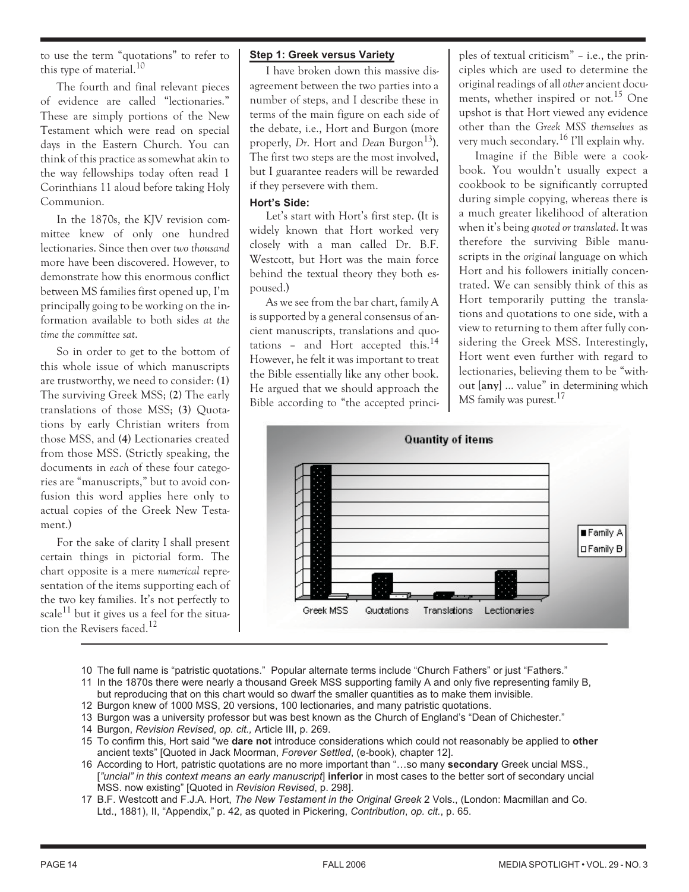to use the term "quotations" to refer to this type of material.[10]

The fourth and final relevant pieces of evidence are called "lectionaries." These are simply portions of the New Testament which were read on special days in the Eastern Church. You can think of this practice as somewhat akin to the way fellowships today often read 1 Corinthians 11 aloud before taking Holy Communion.

In the 1870s, the KJV revision committee knew of only one hundred lectionaries. Since then over *two thousand* more have been discovered. However, to demonstrate how this enormous conflict between MS families first opened up, I'm principally going to be working on the information available to both sides *at the time the committee sat*.

So in order to get to the bottom of this whole issue of which manuscripts are trustworthy, we need to consider: (1) The surviving Greek MSS; (2) The early translations of those MSS; (3) Quotations by early Christian writers from those MSS, and (4) Lectionaries created from those MSS. (Strictly speaking, the documents in *each* of these four categories are "manuscripts," but to avoid confusion this word applies here only to actual copies of the Greek New Testament.)

For the sake of clarity I shall present certain things in pictorial form. The chart opposite is a mere *numerical* representation of the items supporting each of the two key families. It's not perfectly to scale[11] but it gives us a feel for the situation the Revisers faced.[12]

### Step 1: Greek versus Variety

I have broken down this massive disagreement between the two parties into a number of steps, and I describe these in terms of the main figure on each side of the debate, i.e., Hort and Burgon (more properly, *Dr.* Hort and *Dean* Burgon[13]). The first two steps are the most involved, but I guarantee readers will be rewarded if they persevere with them.

#### Hort's Side:

Let's start with Hort's first step. (It is widely known that Hort worked very closely with a man called Dr. B.F. Westcott, but Hort was the main force behind the textual theory they both espoused.)

As we see from the bar chart, family A is supported by a general consensus of ancient manuscripts, translations and quotations – and Hort accepted this.[14] However, he felt it was important to treat the Bible essentially like any other book. He argued that we should approach the Bible according to "the accepted principles of textual criticism" – i.e., the principles which are used to determine the original readings of all *other* ancient documents, whether inspired or not.[15] One upshot is that Hort viewed any evidence other than the *Greek MSS themselves* as very much secondary.[16] I'll explain why.

Imagine if the Bible were a cookbook. You wouldn't usually expect a cookbook to be significantly corrupted during simple copying, whereas there is a much greater likelihood of alteration when it's being *quoted or translated*. It was therefore the surviving Bible manuscripts in the *original* language on which Hort and his followers initially concentrated. We can sensibly think of this as Hort temporarily putting the translations and quotations to one side, with a view to returning to them after fully considering the Greek MSS. Interestingly, Hort went even further with regard to lectionaries, believing them to be "without [**any**] ... value" in determining which MS family was purest.[17]

Quantity of items

Greek MSS | Quotations | Translations | Lectionaries

■ Family A □ Family B

---

10 The full name is "patristic quotations." Popular alternate terms include "Church Fathers" or just "Fathers."

11 In the 1870s there were nearly a thousand Greek MSS supporting family A and only five representing family B, but reproducing that on this chart would so dwarf the smaller quantities as to make them invisible.

12 Burgon knew of 1000 MSS, 20 versions, 100 lectionaries, and many patristic quotations.

13 Burgon was a university professor but was best known as the Church of England's "Dean of Chichester."

14 Burgon, *Revision Revised*, *op. cit.,* Article III, p. 269.

15 To confirm this, Hort said "we **dare not** introduce considerations which could not reasonably be applied to **other** ancient texts" [Quoted in Jack Moorman, *Forever Settled*, (e-book), chapter 12].

16 According to Hort, patristic quotations are no more important than "…so many **secondary** Greek uncial MSS., [*"uncial" in this context means an early manuscript*] **inferior** in most cases to the better sort of secondary uncial MSS. now existing" [Quoted in *Revision Revised*, p. 298].

17 B.F. Westcott and F.J.A. Hort, *The New Testament in the Original Greek* 2 Vols., (London: Macmillan and Co. Ltd., 1881), II, "Appendix," p. 42, as quoted in Pickering, *Contribution*, *op. cit.*, p. 65.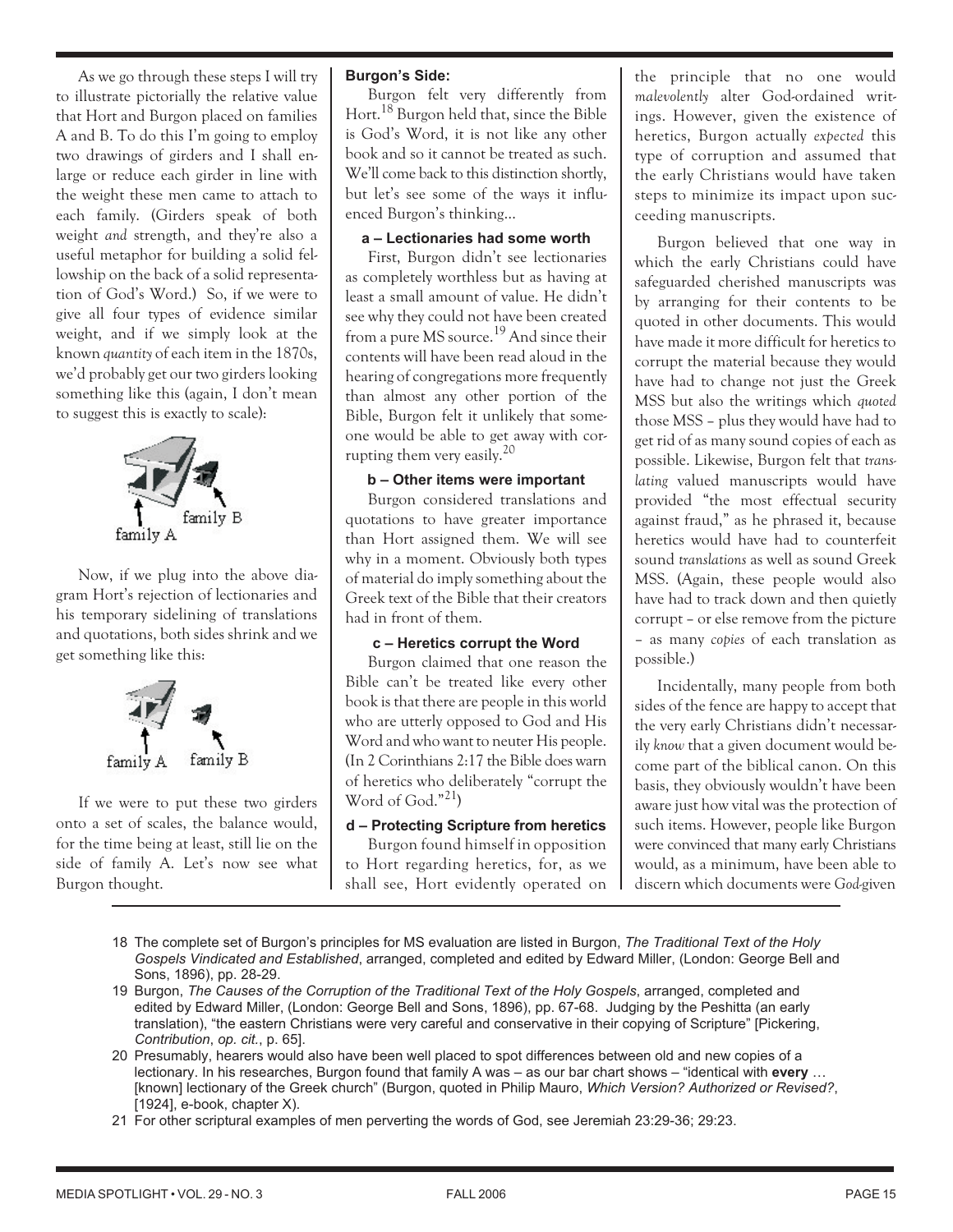As we go through these steps I will try to illustrate pictorially the relative value that Hort and Burgon placed on families A and B. To do this I'm going to employ two drawings of girders and I shall enlarge or reduce each girder in line with the weight these men came to attach to each family. (Girders speak of both weight *and* strength, and they're also a useful metaphor for building a solid fellowship on the back of a solid representation of God's Word.) So, if we were to give all four types of evidence similar weight, and if we simply look at the known *quantity* of each item in the 1870s, we'd probably get our two girders looking something like this (again, I don't mean to suggest this is exactly to scale):

family A — family B

Now, if we plug into the above diagram Hort's rejection of lectionaries and his temporary sidelining of translations and quotations, both sides shrink and we get something like this:

family A — family B

If we were to put these two girders onto a set of scales, the balance would, for the time being at least, still lie on the side of family A. Let's now see what Burgon thought.

**Burgon's Side:**

Burgon felt very differently from Hort.[18] Burgon held that, since the Bible is God's Word, it is not like any other book and so it cannot be treated as such. We'll come back to this distinction shortly, but let's see some of the ways it influenced Burgon's thinking...

**a – Lectionaries had some worth**

First, Burgon didn't see lectionaries as completely worthless but as having at least a small amount of value. He didn't see why they could not have been created from a pure MS source.[19] And since their contents will have been read aloud in the hearing of congregations more frequently than almost any other portion of the Bible, Burgon felt it unlikely that someone would be able to get away with corrupting them very easily.[20]

**b – Other items were important**

Burgon considered translations and quotations to have greater importance than Hort assigned them. We will see why in a moment. Obviously both types of material do imply something about the Greek text of the Bible that their creators had in front of them.

**c – Heretics corrupt the Word**

Burgon claimed that one reason the Bible can't be treated like every other book is that there are people in this world who are utterly opposed to God and His Word and who want to neuter His people. (In 2 Corinthians 2:17 the Bible does warn of heretics who deliberately "corrupt the Word of God."[21])

**d – Protecting Scripture from heretics**

Burgon found himself in opposition to Hort regarding heretics, for, as we shall see, Hort evidently operated on the principle that no one would *malevolently* alter God-ordained writings. However, given the existence of heretics, Burgon actually *expected* this type of corruption and assumed that the early Christians would have taken steps to minimize its impact upon succeeding manuscripts.

Burgon believed that one way in which the early Christians could have safeguarded cherished manuscripts was by arranging for their contents to be quoted in other documents. This would have made it more difficult for heretics to corrupt the material because they would have had to change not just the Greek MSS but also the writings which *quoted* those MSS – plus they would have had to get rid of as many sound copies of each as possible. Likewise, Burgon felt that *translating* valued manuscripts would have provided "the most effectual security against fraud," as he phrased it, because heretics would have had to counterfeit sound *translations* as well as sound Greek MSS. (Again, these people would also have had to track down and then quietly corrupt – or else remove from the picture – as many *copies* of each translation as possible.)

Incidentally, many people from both sides of the fence are happy to accept that the very early Christians didn't necessarily *know* that a given document would become part of the biblical canon. On this basis, they obviously wouldn't have been aware just how vital was the protection of such items. However, people like Burgon were convinced that many early Christians would, as a minimum, have been able to discern which documents were *God*-given

---

18 The complete set of Burgon's principles for MS evaluation are listed in Burgon, *The Traditional Text of the Holy Gospels Vindicated and Established*, arranged, completed and edited by Edward Miller, (London: George Bell and Sons, 1896), pp. 28-29.

19 Burgon, *The Causes of the Corruption of the Traditional Text of the Holy Gospels*, arranged, completed and edited by Edward Miller, (London: George Bell and Sons, 1896), pp. 67-68. Judging by the Peshitta (an early translation), "the eastern Christians were very careful and conservative in their copying of Scripture" [Pickering, *Contribution*, *op. cit.*, p. 65].

20 Presumably, hearers would also have been well placed to spot differences between old and new copies of a lectionary. In his researches, Burgon found that family A was – as our bar chart shows – "identical with **every** … [known] lectionary of the Greek church" (Burgon, quoted in Philip Mauro, *Which Version? Authorized or Revised?*, [1924], e-book, chapter X).

21 For other scriptural examples of men perverting the words of God, see Jeremiah 23:29-36; 29:23.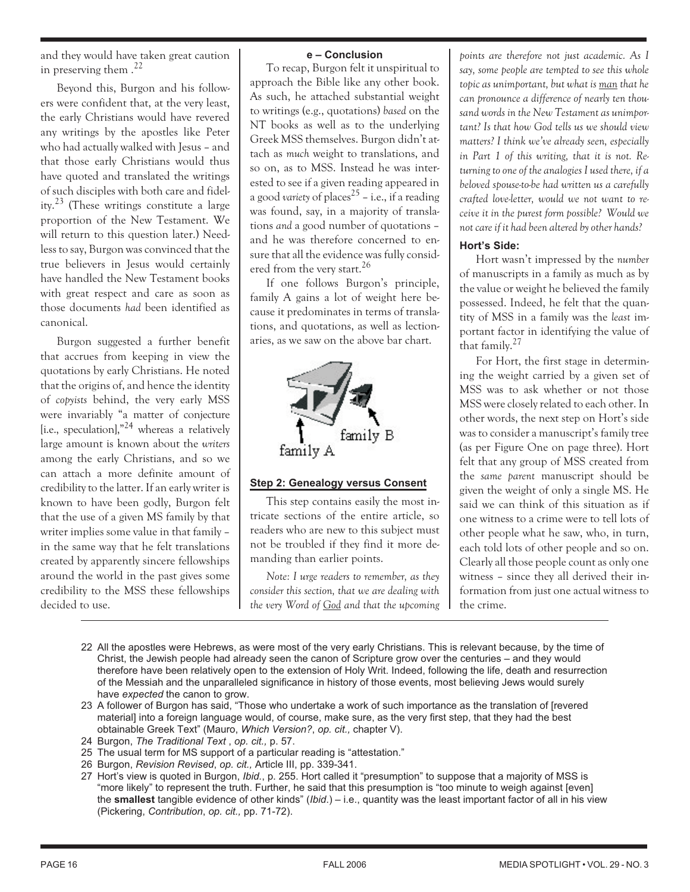and they would have taken great caution in preserving them .[22]

Beyond this, Burgon and his followers were confident that, at the very least, the early Christians would have revered any writings by the apostles like Peter who had actually walked with Jesus – and that those early Christians would thus have quoted and translated the writings of such disciples with both care and fidelity.[23] (These writings constitute a large proportion of the New Testament. We will return to this question later.) Needless to say, Burgon was convinced that the true believers in Jesus would certainly have handled the New Testament books with great respect and care as soon as those documents *had* been identified as canonical.

Burgon suggested a further benefit that accrues from keeping in view the quotations by early Christians. He noted that the origins of, and hence the identity of *copyists* behind, the very early MSS were invariably "a matter of conjecture [i.e., speculation],"[24] whereas a relatively large amount is known about the *writers* among the early Christians, and so we can attach a more definite amount of credibility to the latter. If an early writer is known to have been godly, Burgon felt that the use of a given MS family by that writer implies some value in that family – in the same way that he felt translations created by apparently sincere fellowships around the world in the past gives some credibility to the MSS these fellowships decided to use.

#### e – Conclusion

To recap, Burgon felt it unspiritual to approach the Bible like any other book. As such, he attached substantial weight to writings (e.g., quotations) *based* on the NT books as well as to the underlying Greek MSS themselves. Burgon didn't attach as *much* weight to translations, and so on, as to MSS. Instead he was interested to see if a given reading appeared in a good *variety* of places[25] – i.e., if a reading was found, say, in a majority of translations *and* a good number of quotations – and he was therefore concerned to ensure that all the evidence was fully considered from the very start.[26]

If one follows Burgon's principle, family A gains a lot of weight here because it predominates in terms of translations, and quotations, as well as lectionaries, as we saw on the above bar chart.

family A family B

### Step 2: Genealogy versus Consent

This step contains easily the most intricate sections of the entire article, so readers who are new to this subject must not be troubled if they find it more demanding than earlier points.

*Note: I urge readers to remember, as they consider this section, that we are dealing with the very Word of God and that the upcoming points are therefore not just academic. As I say, some people are tempted to see this whole topic as unimportant, but what is man that he can pronounce a difference of nearly ten thousand words in the New Testament as unimportant? Is that how God tells us we should view matters? I think we've already seen, especially in Part 1 of this writing, that it is not. Returning to one of the analogies I used there, if a beloved spouse-to-be had written us a carefully crafted love-letter, would we not want to receive it in the purest form possible? Would we not care if it had been altered by other hands?*

#### Hort's Side:

Hort wasn't impressed by the *number* of manuscripts in a family as much as by the value or weight he believed the family possessed. Indeed, he felt that the quantity of MSS in a family was the *least* important factor in identifying the value of that family.[27]

For Hort, the first stage in determining the weight carried by a given set of MSS was to ask whether or not those MSS were closely related to each other. In other words, the next step on Hort's side was to consider a manuscript's family tree (as per Figure One on page three). Hort felt that any group of MSS created from the *same parent* manuscript should be given the weight of only a single MS. He said we can think of this situation as if one witness to a crime were to tell lots of other people what he saw, who, in turn, each told lots of other people and so on. Clearly all those people count as only one witness – since they all derived their information from just one actual witness to the crime.

---

22 All the apostles were Hebrews, as were most of the very early Christians. This is relevant because, by the time of Christ, the Jewish people had already seen the canon of Scripture grow over the centuries – and they would therefore have been relatively open to the extension of Holy Writ. Indeed, following the life, death and resurrection of the Messiah and the unparalleled significance in history of those events, most believing Jews would surely have *expected* the canon to grow.

23 A follower of Burgon has said, "Those who undertake a work of such importance as the translation of [revered material] into a foreign language would, of course, make sure, as the very first step, that they had the best obtainable Greek Text" (Mauro, *Which Version?*, *op. cit.,* chapter V).

24 Burgon, *The Traditional Text* , *op. cit.,* p. 57.

25 The usual term for MS support of a particular reading is "attestation."

26 Burgon, *Revision Revised*, *op. cit.,* Article III, pp. 339-341.

27 Hort's view is quoted in Burgon, *Ibid.*, p. 255. Hort called it "presumption" to suppose that a majority of MSS is "more likely" to represent the truth. Further, he said that this presumption is "too minute to weigh against [even] the **smallest** tangible evidence of other kinds" (*Ibid.*) – i.e., quantity was the least important factor of all in his view (Pickering, *Contribution*, *op. cit.,* pp. 71-72).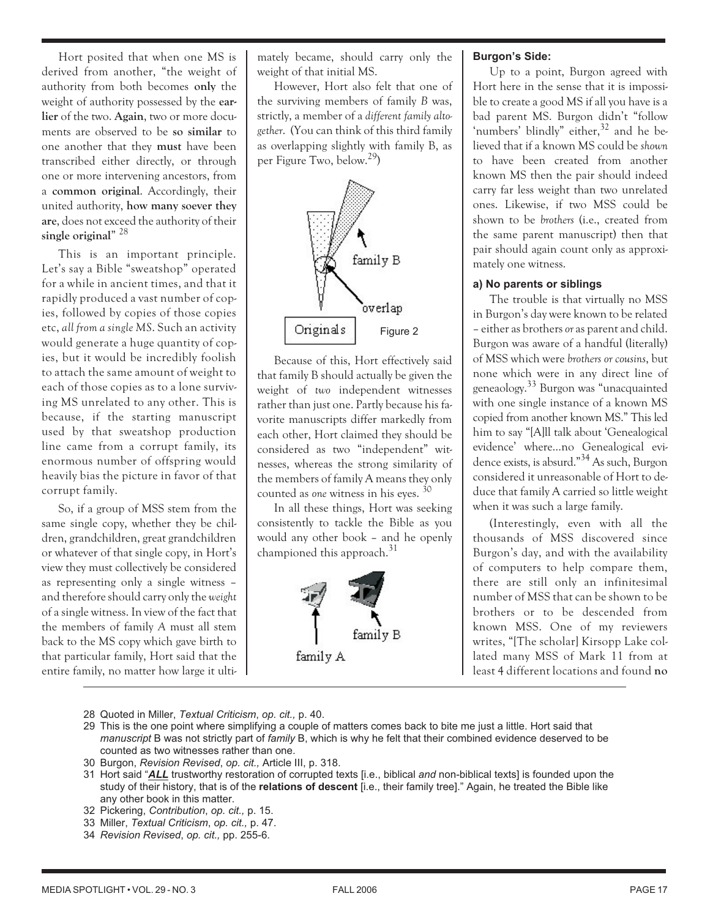Hort posited that when one MS is derived from another, "the weight of authority from both becomes **only** the weight of authority possessed by the **earlier** of the two. **Again**, two or more documents are observed to be **so similar** to one another that they **must** have been transcribed either directly, or through one or more intervening ancestors, from a **common original**. Accordingly, their united authority, **how many soever they are**, does not exceed the authority of their **single original**" [28]

This is an important principle. Let's say a Bible "sweatshop" operated for a while in ancient times, and that it rapidly produced a vast number of copies, followed by copies of those copies etc, *all from a single MS*. Such an activity would generate a huge quantity of copies, but it would be incredibly foolish to attach the same amount of weight to each of those copies as to a lone surviving MS unrelated to any other. This is because, if the starting manuscript used by that sweatshop production line came from a corrupt family, its enormous number of offspring would heavily bias the picture in favor of that corrupt family.

So, if a group of MSS stem from the same single copy, whether they be children, grandchildren, great grandchildren or whatever of that single copy, in Hort's view they must collectively be considered as representing only a single witness – and therefore should carry only the *weight* of a single witness. In view of the fact that the members of family A must all stem back to the MS copy which gave birth to that particular family, Hort said that the entire family, no matter how large it ultimately became, should carry only the weight of that initial MS.

However, Hort also felt that one of the surviving members of family *B* was, strictly, a member of a *different family altogether*. (You can think of this third family as overlapping slightly with family B, as per Figure Two, below.[29])

Figure 2

Because of this, Hort effectively said that family B should actually be given the weight of *two* independent witnesses rather than just one. Partly because his favorite manuscripts differ markedly from each other, Hort claimed they should be considered as two "independent" witnesses, whereas the strong similarity of the members of family A means they only counted as *one* witness in his eyes. [30]

In all these things, Hort was seeking consistently to tackle the Bible as you would any other book – and he openly championed this approach.[31]

#### Burgon's Side:

Up to a point, Burgon agreed with Hort here in the sense that it is impossible to create a good MS if all you have is a bad parent MS. Burgon didn't "follow 'numbers' blindly" either,[32] and he believed that if a known MS could be *shown* to have been created from another known MS then the pair should indeed carry far less weight than two unrelated ones. Likewise, if two MSS could be shown to be *brothers* (i.e., created from the same parent manuscript) then that pair should again count only as approximately one witness.

#### a) No parents or siblings

The trouble is that virtually no MSS in Burgon's day were known to be related – either as brothers *or* as parent and child. Burgon was aware of a handful (literally) of MSS which were *brothers or cousins*, but none which were in any direct line of geneaology.[33] Burgon was "unacquainted with one single instance of a known MS copied from another known MS." This led him to say "[A]ll talk about 'Genealogical evidence' where...no Genealogical evidence exists, is absurd."[34] As such, Burgon considered it unreasonable of Hort to deduce that family A carried so little weight when it was such a large family.

(Interestingly, even with all the thousands of MSS discovered since Burgon's day, and with the availability of computers to help compare them, there are still only an infinitesimal number of MSS that can be shown to be brothers or to be descended from known MSS. One of my reviewers writes, "[The scholar] Kirsopp Lake collated many MSS of Mark 11 from at least 4 different locations and found **no**

---

28 Quoted in Miller, *Textual Criticism*, *op. cit.,* p. 40.

29 This is the one point where simplifying a couple of matters comes back to bite me just a little. Hort said that *manuscript* B was not strictly part of *family* B, which is why he felt that their combined evidence deserved to be counted as two witnesses rather than one.

30 Burgon, *Revision Revised*, *op. cit.,* Article III, p. 318.

31 Hort said "***ALL*** trustworthy restoration of corrupted texts [i.e., biblical *and* non-biblical texts] is founded upon the study of their history, that is of the **relations of descent** [i.e., their family tree]." Again, he treated the Bible like any other book in this matter.

32 Pickering, *Contribution*, *op. cit.,* p. 15.

33 Miller, *Textual Criticism*, *op. cit.,* p. 47.

34 *Revision Revised*, *op. cit.,* pp. 255-6.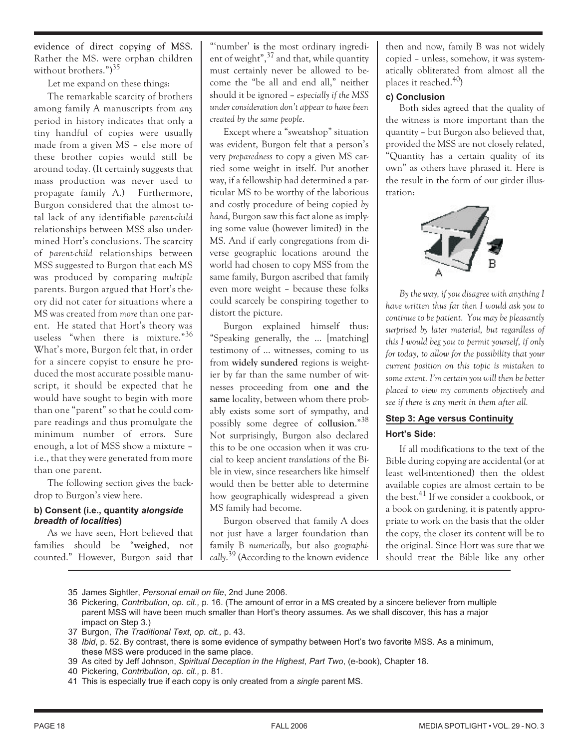evidence of direct copying of MSS. Rather the MS. were orphan children without brothers.")[35]

Let me expand on these things:

The remarkable scarcity of brothers among family A manuscripts from *any* period in history indicates that only a tiny handful of copies were usually made from a given MS – else more of these brother copies would still be around today. (It certainly suggests that mass production was never used to propagate family A.) Furthermore, Burgon considered that the almost total lack of any identifiable *parent-child* relationships between MSS also undermined Hort's conclusions. The scarcity of *parent-child* relationships between MSS suggested to Burgon that each MS was produced by comparing *multiple* parents. Burgon argued that Hort's theory did not cater for situations where a MS was created from *more* than one parent. He stated that Hort's theory was useless "when there is mixture."[36] What's more, Burgon felt that, in order for a sincere copyist to ensure he produced the most accurate possible manuscript, it should be expected that he would have sought to begin with more than one "parent" so that he could compare readings and thus promulgate the minimum number of errors. Sure enough, a lot of MSS show a mixture – i.e., that they were generated from more than one parent.

The following section gives the backdrop to Burgon's view here.

#### b) Consent (i.e., quantity *alongside breadth of localities*)

As we have seen, Hort believed that families should be "**weighed**, not counted." However, Burgon said that "'number' **is** the most ordinary ingredient of weight",[37] and that, while quantity must certainly never be allowed to become the "be all and end all," neither should it be ignored – *especially if the MSS under consideration don't appear to have been created by the same people*.

Except where a "sweatshop" situation was evident, Burgon felt that a person's very *preparedness* to copy a given MS carried some weight in itself. Put another way, if a fellowship had determined a particular MS to be worthy of the laborious and costly procedure of being copied *by hand*, Burgon saw this fact alone as implying some value (however limited) in the MS. And if early congregations from diverse geographic locations around the world had chosen to copy MSS from the same family, Burgon ascribed that family even more weight – because these folks could scarcely be conspiring together to distort the picture.

Burgon explained himself thus: "Speaking generally, the ... [matching] testimony of ... witnesses, coming to us from **widely sundered** regions is weightier by far than the same number of witnesses proceeding from **one and the same** locality, between whom there probably exists some sort of sympathy, and possibly some degree of **collusion**."[38] Not surprisingly, Burgon also declared this to be one occasion when it was crucial to keep ancient *translations* of the Bible in view, since researchers like himself would then be better able to determine how geographically widespread a given MS family had become.

Burgon observed that family A does not just have a larger foundation than family B *numerically*, but also *geographically*.[39] (According to the known evidence then and now, family B was not widely copied – unless, somehow, it was systematically obliterated from almost all the places it reached.[40])

#### c) Conclusion

Both sides agreed that the quality of the witness is more important than the quantity – but Burgon also believed that, provided the MSS are not closely related, "Quantity has a certain quality of its own" as others have phrased it. Here is the result in the form of our girder illustration:

A B

*By the way, if you disagree with anything I have written thus far then I would ask you to continue to be patient. You may be pleasantly surprised by later material, but regardless of this I would beg you to permit yourself, if only for today, to allow for the possibility that your current position on this topic is mistaken to some extent. I'm certain you will then be better placed to view my comments objectively and see if there is any merit in them after all.*

### Step 3: Age versus Continuity

#### Hort's Side:

If all modifications to the text of the Bible during copying are accidental (or at least well-intentioned) then the oldest available copies are almost certain to be the best.[41] If we consider a cookbook, or a book on gardening, it is patently appropriate to work on the basis that the older the copy, the closer its content will be to the original. Since Hort was sure that we should treat the Bible like any other

---

35 James Sightler, *Personal email on file*, 2nd June 2006.

36 Pickering, *Contribution*, *op. cit.,* p. 16. (The amount of error in a MS created by a sincere believer from multiple parent MSS will have been much smaller than Hort's theory assumes. As we shall discover, this has a major impact on Step 3.)

37 Burgon, *The Traditional Text*, *op. cit.,* p. 43.

38 *Ibid*, p. 52. By contrast, there is some evidence of sympathy between Hort's two favorite MSS. As a minimum, these MSS were produced in the same place.

39 As cited by Jeff Johnson, *Spiritual Deception in the Highest*, *Part Two*, (e-book), Chapter 18.

40 Pickering, *Contribution*, *op. cit.,* p. 81.

41 This is especially true if each copy is only created from a *single* parent MS.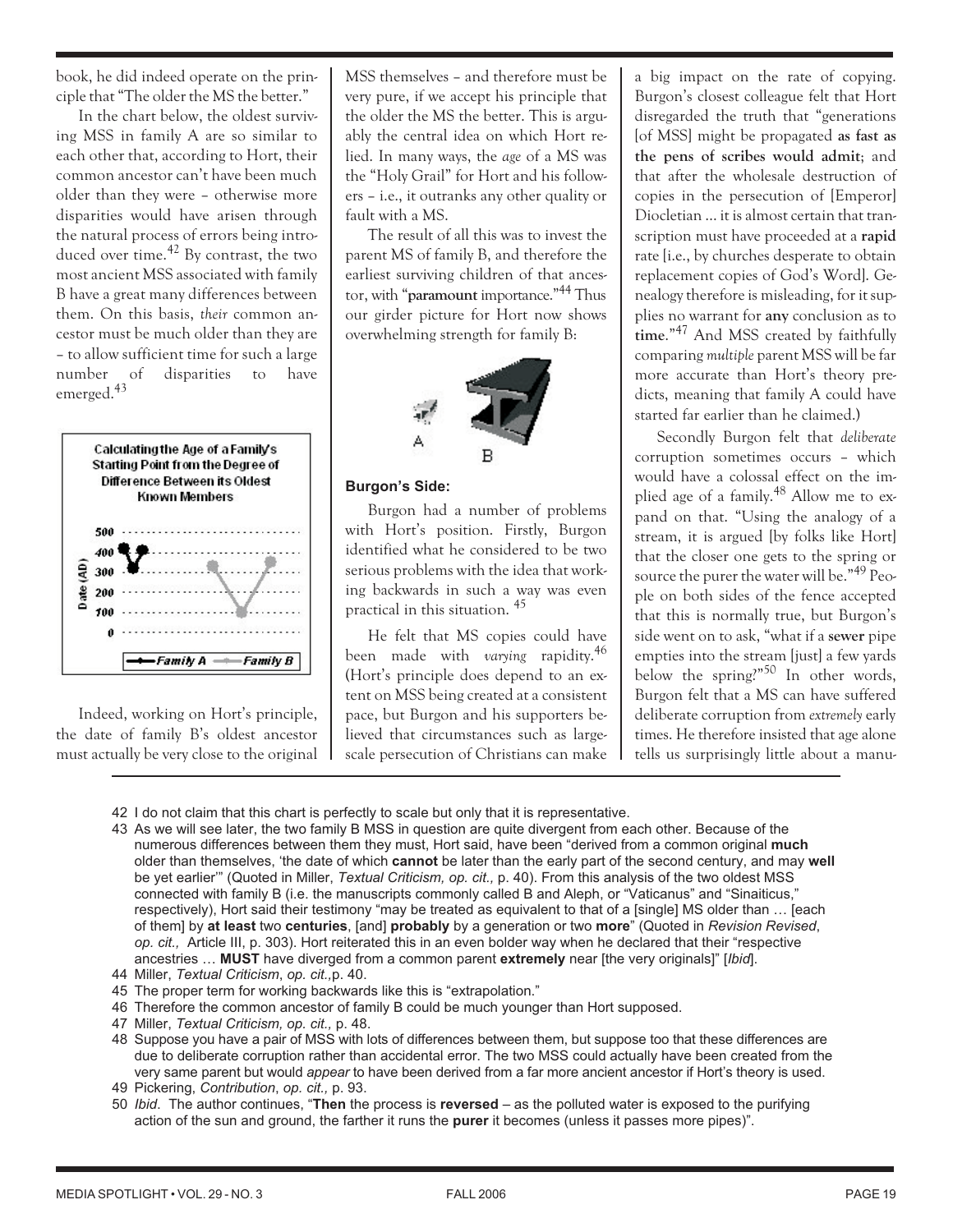book, he did indeed operate on the principle that "The older the MS the better."

In the chart below, the oldest surviving MSS in family A are so similar to each other that, according to Hort, their common ancestor can't have been much older than they were – otherwise more disparities would have arisen through the natural process of errors being introduced over time.[42] By contrast, the two most ancient MSS associated with family B have a great many differences between them. On this basis, *their* common ancestor must be much older than they are – to allow sufficient time for such a large number of disparities to have emerged.[43]

**Calculating the Age of a Family's Starting Point from the Degree of Difference Between its Oldest Known Members**

Indeed, working on Hort's principle, the date of family B's oldest ancestor must actually be very close to the original MSS themselves – and therefore must be very pure, if we accept his principle that the older the MS the better. This is arguably the central idea on which Hort relied. In many ways, the *age* of a MS was the "Holy Grail" for Hort and his followers – i.e., it outranks any other quality or fault with a MS.

The result of all this was to invest the parent MS of family B, and therefore the earliest surviving children of that ancestor, with "**paramount** importance."[44] Thus our girder picture for Hort now shows overwhelming strength for family B:

### Burgon's Side:

Burgon had a number of problems with Hort's position. Firstly, Burgon identified what he considered to be two serious problems with the idea that working backwards in such a way was even practical in this situation. [45]

He felt that MS copies could have been made with *varying* rapidity.[46] (Hort's principle does depend to an extent on MSS being created at a consistent pace, but Burgon and his supporters believed that circumstances such as large-scale persecution of Christians can make a big impact on the rate of copying. Burgon's closest colleague felt that Hort disregarded the truth that "generations [of MSS] might be propagated **as fast as the pens of scribes would admit**; and that after the wholesale destruction of copies in the persecution of [Emperor] Diocletian ... it is almost certain that transcription must have proceeded at a **rapid** rate [i.e., by churches desperate to obtain replacement copies of God's Word]. Genealogy therefore is misleading, for it supplies no warrant for **any** conclusion as to **time**."[47] And MSS created by faithfully comparing *multiple* parent MSS will be far more accurate than Hort's theory predicts, meaning that family A could have started far earlier than he claimed.)

Secondly Burgon felt that *deliberate* corruption sometimes occurs – which would have a colossal effect on the implied age of a family.[48] Allow me to expand on that. "Using the analogy of a stream, it is argued [by folks like Hort] that the closer one gets to the spring or source the purer the water will be."[49] People on both sides of the fence accepted that this is normally true, but Burgon's side went on to ask, "what if a **sewer** pipe empties into the stream [just] a few yards below the spring?"[50] In other words, Burgon felt that a MS can have suffered deliberate corruption from *extremely* early times. He therefore insisted that age alone tells us surprisingly little about a manu-

---

42 I do not claim that this chart is perfectly to scale but only that it is representative.

43 As we will see later, the two family B MSS in question are quite divergent from each other. Because of the numerous differences between them they must, Hort said, have been "derived from a common original **much** older than themselves, 'the date of which **cannot** be later than the early part of the second century, and may **well** be yet earlier'" (Quoted in Miller, *Textual Criticism, op. cit.,* p. 40). From this analysis of the two oldest MSS connected with family B (i.e. the manuscripts commonly called B and Aleph, or "Vaticanus" and "Sinaiticus," respectively), Hort said their testimony "may be treated as equivalent to that of a [single] MS older than … [each of them] by **at least** two **centuries**, [and] **probably** by a generation or two **more**" (Quoted in *Revision Revised*, *op. cit.,* Article III, p. 303). Hort reiterated this in an even bolder way when he declared that their "respective ancestries … **MUST** have diverged from a common parent **extremely** near [the very originals]" [*Ibid*].

44 Miller, *Textual Criticism*, *op. cit.,*p. 40.

45 The proper term for working backwards like this is "extrapolation."

46 Therefore the common ancestor of family B could be much younger than Hort supposed.

47 Miller, *Textual Criticism, op. cit.,* p. 48.

48 Suppose you have a pair of MSS with lots of differences between them, but suppose too that these differences are due to deliberate corruption rather than accidental error. The two MSS could actually have been created from the very same parent but would *appear* to have been derived from a far more ancient ancestor if Hort's theory is used.

49 Pickering, *Contribution*, *op. cit.,* p. 93.

50 *Ibid.* The author continues, "**Then** the process is **reversed** – as the polluted water is exposed to the purifying action of the sun and ground, the farther it runs the **purer** it becomes (unless it passes more pipes)".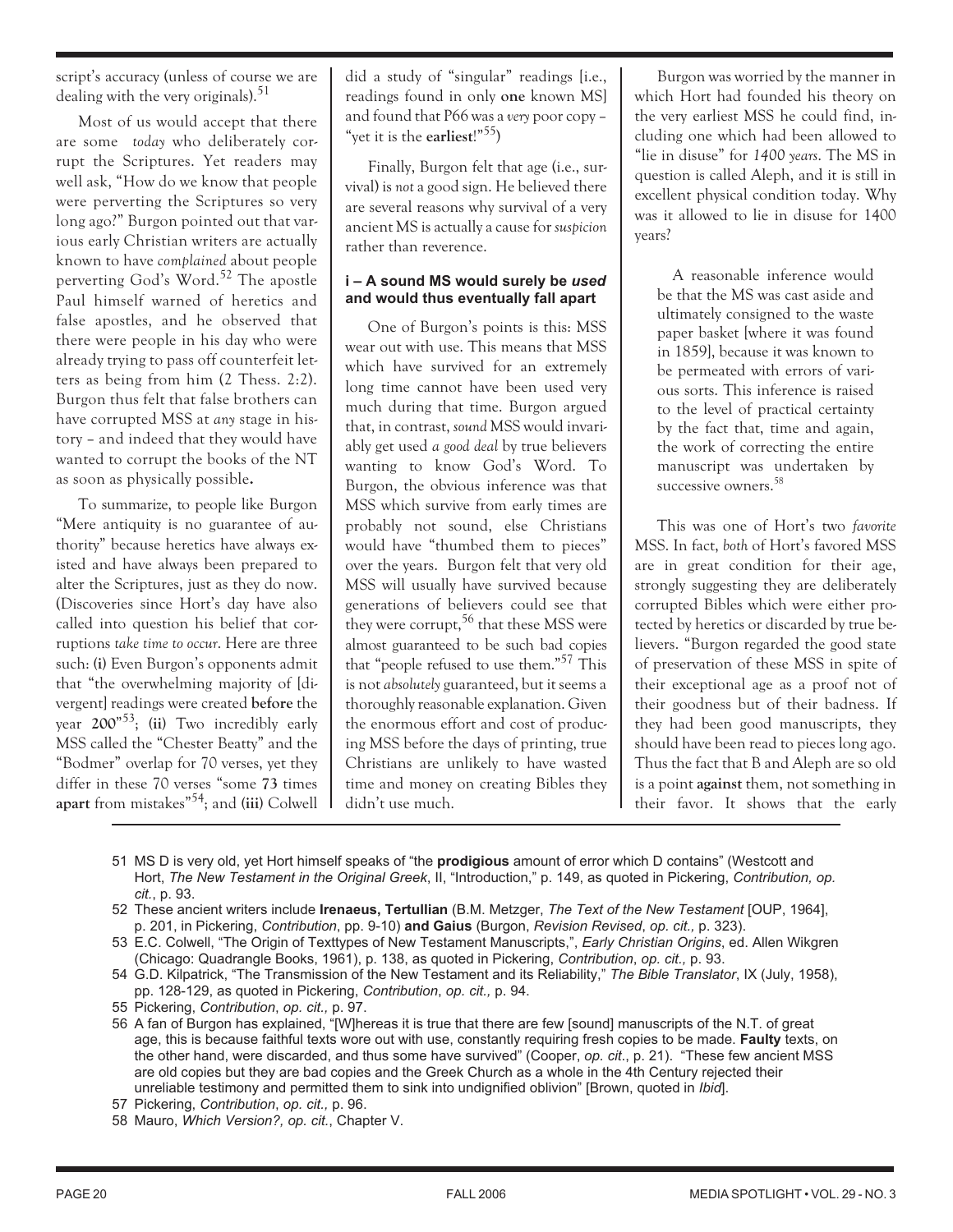script's accuracy (unless of course we are dealing with the very originals).[51]

Most of us would accept that there are some *today* who deliberately corrupt the Scriptures. Yet readers may well ask, "How do we know that people were perverting the Scriptures so very long ago?" Burgon pointed out that various early Christian writers are actually known to have *complained* about people perverting God's Word.[52] The apostle Paul himself warned of heretics and false apostles, and he observed that there were people in his day who were already trying to pass off counterfeit letters as being from him (2 Thess. 2:2). Burgon thus felt that false brothers can have corrupted MSS at *any* stage in history – and indeed that they would have wanted to corrupt the books of the NT as soon as physically possible**.**

To summarize, to people like Burgon "Mere antiquity is no guarantee of authority" because heretics have always existed and have always been prepared to alter the Scriptures, just as they do now. (Discoveries since Hort's day have also called into question his belief that corruptions *take time to occur*. Here are three such: **(i)** Even Burgon's opponents admit that "the overwhelming majority of [divergent] readings were created **before** the year **200**"[53]; **(ii)** Two incredibly early MSS called the "Chester Beatty" and the "Bodmer" overlap for 70 verses, yet they differ in these 70 verses "some **73** times **apart** from mistakes"[54]; and **(iii)** Colwell did a study of "singular" readings [i.e., readings found in only **one** known MS] and found that P66 was a *very* poor copy – "yet it is the **earliest**!"[55])

Finally, Burgon felt that age (i.e., survival) is *not* a good sign. He believed there are several reasons why survival of a very ancient MS is actually a cause for *suspicion* rather than reverence.

### i – A sound MS would surely be *used* and would thus eventually fall apart

One of Burgon's points is this: MSS wear out with use. This means that MSS which have survived for an extremely long time cannot have been used very much during that time. Burgon argued that, in contrast, *sound* MSS would invariably get used *a good deal* by true believers wanting to know God's Word. To Burgon, the obvious inference was that MSS which survive from early times are probably not sound, else Christians would have "thumbed them to pieces" over the years. Burgon felt that very old MSS will usually have survived because generations of believers could see that they were corrupt,[56] that these MSS were almost guaranteed to be such bad copies that "people refused to use them."[57] This is not *absolutely* guaranteed, but it seems a thoroughly reasonable explanation. Given the enormous effort and cost of producing MSS before the days of printing, true Christians are unlikely to have wasted time and money on creating Bibles they didn't use much.

Burgon was worried by the manner in which Hort had founded his theory on the very earliest MSS he could find, including one which had been allowed to "lie in disuse" for *1400 years*. The MS in question is called Aleph, and it is still in excellent physical condition today. Why was it allowed to lie in disuse for 1400 years?

> A reasonable inference would be that the MS was cast aside and ultimately consigned to the waste paper basket [where it was found in 1859], because it was known to be permeated with errors of various sorts. This inference is raised to the level of practical certainty by the fact that, time and again, the work of correcting the entire manuscript was undertaken by successive owners.[58]

This was one of Hort's two *favorite* MSS. In fact, *both* of Hort's favored MSS are in great condition for their age, strongly suggesting they are deliberately corrupted Bibles which were either protected by heretics or discarded by true believers. "Burgon regarded the good state of preservation of these MSS in spite of their exceptional age as a proof not of their goodness but of their badness. If they had been good manuscripts, they should have been read to pieces long ago. Thus the fact that B and Aleph are so old is a point **against** them, not something in their favor. It shows that the early

---

51 MS D is very old, yet Hort himself speaks of "the **prodigious** amount of error which D contains" (Westcott and Hort, *The New Testament in the Original Greek*, II, "Introduction," p. 149, as quoted in Pickering, *Contribution, op. cit.*, p. 93.

52 These ancient writers include **Irenaeus, Tertullian** (B.M. Metzger, *The Text of the New Testament* [OUP, 1964], p. 201, in Pickering, *Contribution*, pp. 9-10) **and Gaius** (Burgon, *Revision Revised*, *op. cit.,* p. 323).

53 E.C. Colwell, "The Origin of Texttypes of New Testament Manuscripts,", *Early Christian Origins*, ed. Allen Wikgren (Chicago: Quadrangle Books, 1961), p. 138, as quoted in Pickering, *Contribution*, *op. cit.,* p. 93.

54 G.D. Kilpatrick, "The Transmission of the New Testament and its Reliability," *The Bible Translator*, IX (July, 1958), pp. 128-129, as quoted in Pickering, *Contribution*, *op. cit.,* p. 94.

55 Pickering, *Contribution*, *op. cit.,* p. 97.

56 A fan of Burgon has explained, "[W]hereas it is true that there are few [sound] manuscripts of the N.T. of great age, this is because faithful texts wore out with use, constantly requiring fresh copies to be made. **Faulty** texts, on the other hand, were discarded, and thus some have survived" (Cooper, *op. cit.*, p. 21). "These few ancient MSS are old copies but they are bad copies and the Greek Church as a whole in the 4th Century rejected their unreliable testimony and permitted them to sink into undignified oblivion" [Brown, quoted in *Ibid*].

57 Pickering, *Contribution*, *op. cit.,* p. 96.

58 Mauro, *Which Version?, op. cit.*, Chapter V.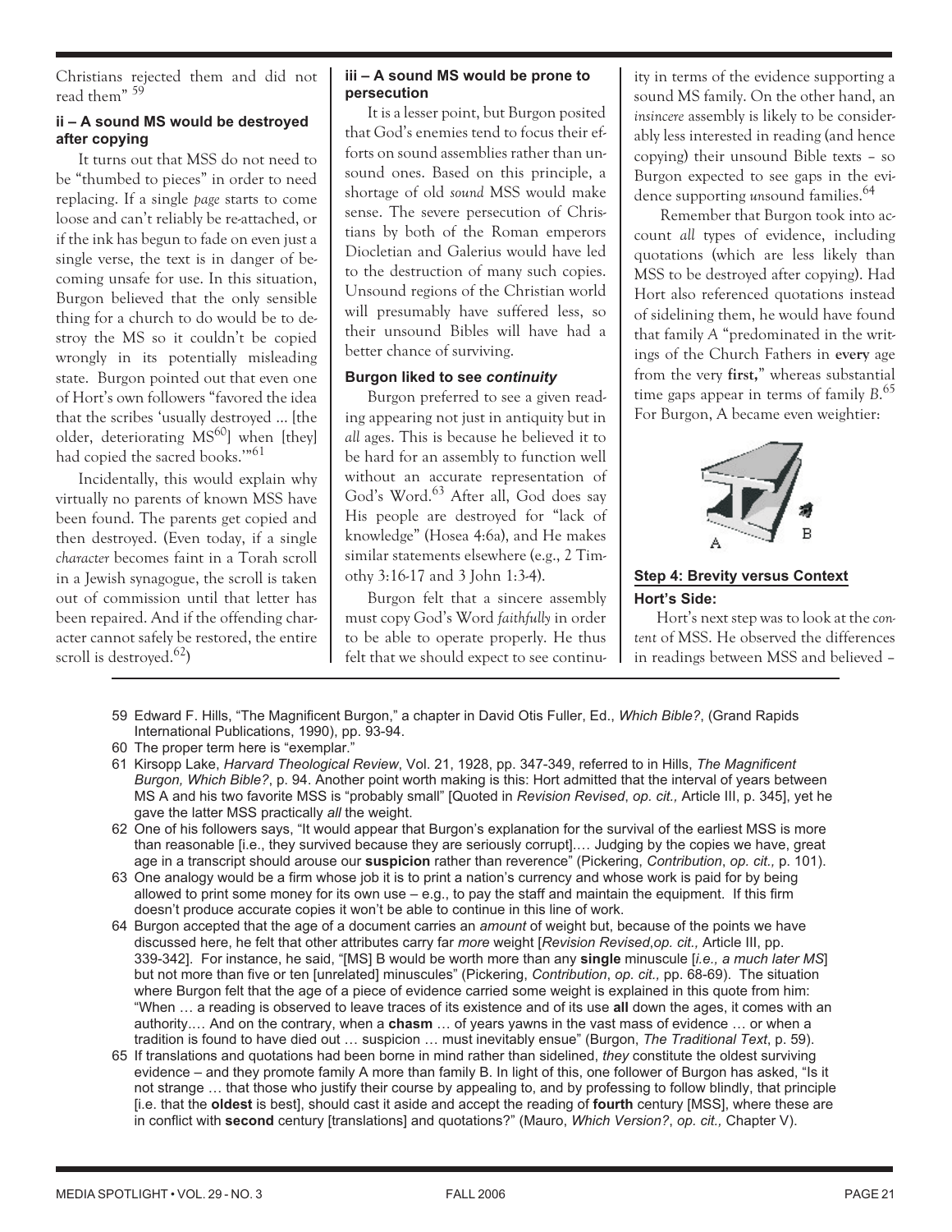Christians rejected them and did not read them" [59]

#### ii – A sound MS would be destroyed after copying

It turns out that MSS do not need to be "thumbed to pieces" in order to need replacing. If a single *page* starts to come loose and can't reliably be re-attached, or if the ink has begun to fade on even just a single verse, the text is in danger of becoming unsafe for use. In this situation, Burgon believed that the only sensible thing for a church to do would be to destroy the MS so it couldn't be copied wrongly in its potentially misleading state. Burgon pointed out that even one of Hort's own followers "favored the idea that the scribes 'usually destroyed ... [the older, deteriorating MS[60]] when [they] had copied the sacred books.'"[61]

Incidentally, this would explain why virtually no parents of known MSS have been found. The parents get copied and then destroyed. (Even today, if a single *character* becomes faint in a Torah scroll in a Jewish synagogue, the scroll is taken out of commission until that letter has been repaired. And if the offending character cannot safely be restored, the entire scroll is destroyed.[62])

#### iii – A sound MS would be prone to persecution

It is a lesser point, but Burgon posited that God's enemies tend to focus their efforts on sound assemblies rather than unsound ones. Based on this principle, a shortage of old *sound* MSS would make sense. The severe persecution of Christians by both of the Roman emperors Diocletian and Galerius would have led to the destruction of many such copies. Unsound regions of the Christian world will presumably have suffered less, so their unsound Bibles will have had a better chance of surviving.

#### Burgon liked to see *continuity*

Burgon preferred to see a given reading appearing not just in antiquity but in *all* ages. This is because he believed it to be hard for an assembly to function well without an accurate representation of God's Word.[63] After all, God does say His people are destroyed for "lack of knowledge" (Hosea 4:6a), and He makes similar statements elsewhere (e.g., 2 Timothy 3:16-17 and 3 John 1:3-4).

Burgon felt that a sincere assembly must copy God's Word *faithfully* in order to be able to operate properly. He thus felt that we should expect to see continuity in terms of the evidence supporting a sound MS family. On the other hand, an *insincere* assembly is likely to be considerably less interested in reading (and hence copying) their unsound Bible texts – so Burgon expected to see gaps in the evidence supporting *un*sound families.[64]

Remember that Burgon took into account *all* types of evidence, including quotations (which are less likely than MSS to be destroyed after copying). Had Hort also referenced quotations instead of sidelining them, he would have found that family *A* "predominated in the writings of the Church Fathers in **every** age from the very **first**," whereas substantial time gaps appear in terms of family *B*.[65] For Burgon, A became even weightier:

### Step 4: Brevity versus Context

#### Hort's Side:

Hort's next step was to look at the *content* of MSS. He observed the differences in readings between MSS and believed –

---

59 Edward F. Hills, "The Magnificent Burgon," a chapter in David Otis Fuller, Ed., *Which Bible?*, (Grand Rapids International Publications, 1990), pp. 93-94.

60 The proper term here is "exemplar."

61 Kirsopp Lake, *Harvard Theological Review*, Vol. 21, 1928, pp. 347-349, referred to in Hills, *The Magnificent Burgon, Which Bible?*, p. 94. Another point worth making is this: Hort admitted that the interval of years between MS A and his two favorite MSS is "probably small" [Quoted in *Revision Revised*, *op. cit.,* Article III, p. 345], yet he gave the latter MSS practically *all* the weight.

62 One of his followers says, "It would appear that Burgon's explanation for the survival of the earliest MSS is more than reasonable [i.e., they survived because they are seriously corrupt].… Judging by the copies we have, great age in a transcript should arouse our **suspicion** rather than reverence" (Pickering, *Contribution*, *op. cit.,* p. 101).

63 One analogy would be a firm whose job it is to print a nation's currency and whose work is paid for by being allowed to print some money for its own use – e.g., to pay the staff and maintain the equipment. If this firm doesn't produce accurate copies it won't be able to continue in this line of work.

64 Burgon accepted that the age of a document carries an *amount* of weight but, because of the points we have discussed here, he felt that other attributes carry far *more* weight [*Revision Revised*,*op. cit.,* Article III, pp. 339-342]. For instance, he said, "[MS] B would be worth more than any **single** minuscule [*i.e., a much later MS*] but not more than five or ten [unrelated] minuscules" (Pickering, *Contribution*, *op. cit.,* pp. 68-69). The situation where Burgon felt that the age of a piece of evidence carried some weight is explained in this quote from him: "When … a reading is observed to leave traces of its existence and of its use **all** down the ages, it comes with an authority.… And on the contrary, when a **chasm** … of years yawns in the vast mass of evidence … or when a tradition is found to have died out … suspicion … must inevitably ensue" (Burgon, *The Traditional Text*, p. 59).

65 If translations and quotations had been borne in mind rather than sidelined, *they* constitute the oldest surviving evidence – and they promote family A more than family B. In light of this, one follower of Burgon has asked, "Is it not strange … that those who justify their course by appealing to, and by professing to follow blindly, that principle [i.e. that the **oldest** is best], should cast it aside and accept the reading of **fourth** century [MSS], where these are in conflict with **second** century [translations] and quotations?" (Mauro, *Which Version?*, *op. cit.,* Chapter V).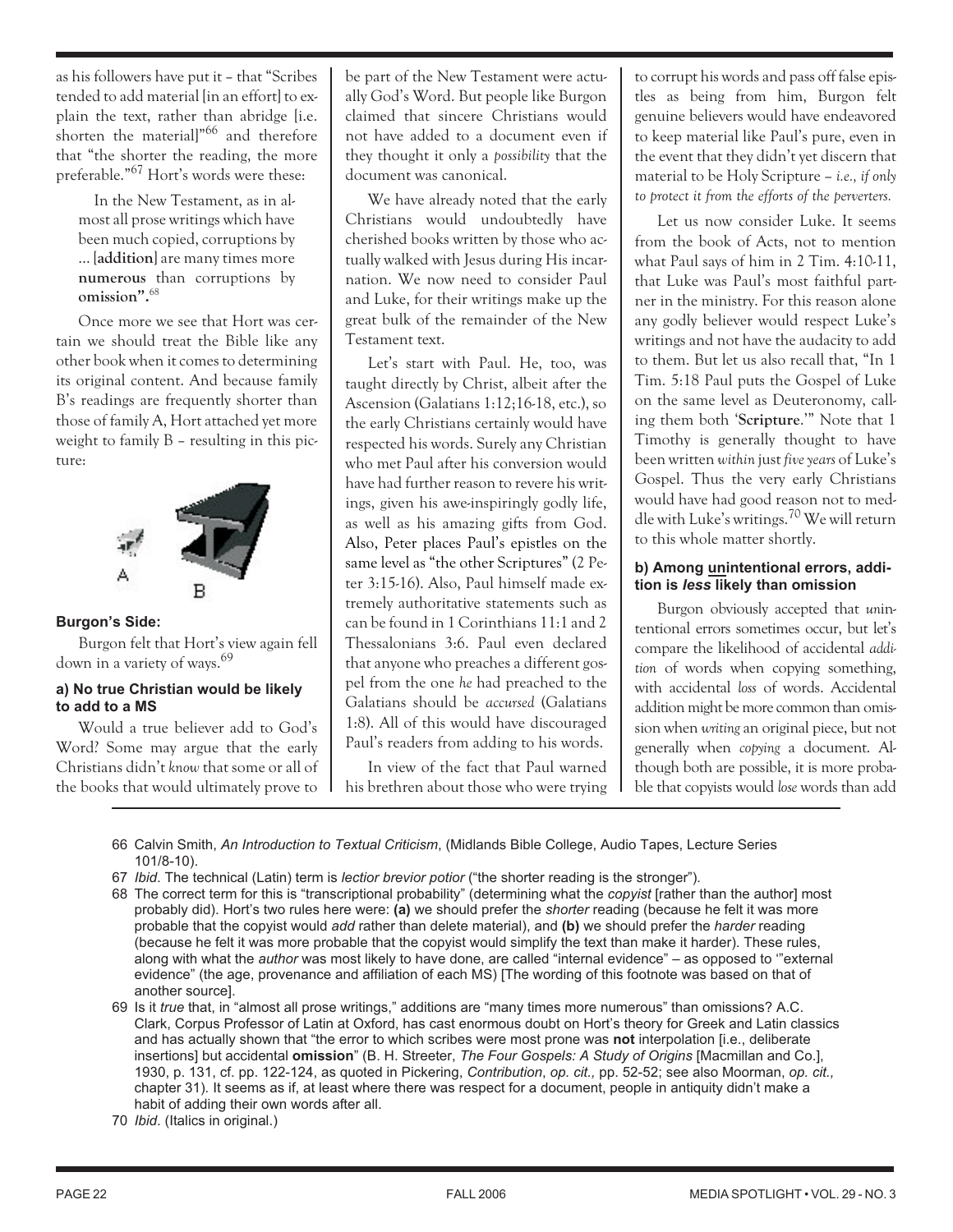as his followers have put it – that "Scribes tended to add material [in an effort] to explain the text, rather than abridge [i.e. shorten the material]"[66] and therefore that "the shorter the reading, the more preferable."[67] Hort's words were these:

> In the New Testament, as in almost all prose writings which have been much copied, corruptions by ... [**addition**] are many times more **numerous** than corruptions by **omission**".[68]

Once more we see that Hort was certain we should treat the Bible like any other book when it comes to determining its original content. And because family B's readings are frequently shorter than those of family A, Hort attached yet more weight to family B – resulting in this picture:

A B

#### Burgon's Side:

Burgon felt that Hort's view again fell down in a variety of ways.[69]

#### a) No true Christian would be likely to add to a MS

Would a true believer add to God's Word? Some may argue that the early Christians didn't *know* that some or all of the books that would ultimately prove to be part of the New Testament were actually God's Word. But people like Burgon claimed that sincere Christians would not have added to a document even if they thought it only a *possibility* that the document was canonical.

We have already noted that the early Christians would undoubtedly have cherished books written by those who actually walked with Jesus during His incarnation. We now need to consider Paul and Luke, for their writings make up the great bulk of the remainder of the New Testament text.

Let's start with Paul. He, too, was taught directly by Christ, albeit after the Ascension (Galatians 1:12;16-18, etc.), so the early Christians certainly would have respected his words. Surely any Christian who met Paul after his conversion would have had further reason to revere his writings, given his awe-inspiringly godly life, as well as his amazing gifts from God. Also, Peter places Paul's epistles on the same level as "the other Scriptures" (2 Peter 3:15-16). Also, Paul himself made extremely authoritative statements such as can be found in 1 Corinthians 11:1 and 2 Thessalonians 3:6. Paul even declared that anyone who preaches a different gospel from the one *he* had preached to the Galatians should be *accursed* (Galatians 1:8). All of this would have discouraged Paul's readers from adding to his words.

In view of the fact that Paul warned his brethren about those who were trying to corrupt his words and pass off false epistles as being from him, Burgon felt genuine believers would have endeavored to keep material like Paul's pure, even in the event that they didn't yet discern that material to be Holy Scripture – *i.e., if only to protect it from the efforts of the perverters.*

Let us now consider Luke. It seems from the book of Acts, not to mention what Paul says of him in 2 Tim. 4:10-11, that Luke was Paul's most faithful partner in the ministry. For this reason alone any godly believer would respect Luke's writings and not have the audacity to add to them. But let us also recall that, "In 1 Tim. 5:18 Paul puts the Gospel of Luke on the same level as Deuteronomy, calling them both '**Scripture**.'" Note that 1 Timothy is generally thought to have been written *within* just *five years* of Luke's Gospel. Thus the very early Christians would have had good reason not to meddle with Luke's writings.[70] We will return to this whole matter shortly.

#### b) Among unintentional errors, addition is *less* likely than omission

Burgon obviously accepted that *un*intentional errors sometimes occur, but let's compare the likelihood of accidental *addition* of words when copying something, with accidental *loss* of words. Accidental addition might be more common than omission when *writing* an original piece, but not generally when *copying* a document. Although both are possible, it is more probable that copyists would *lose* words than add

---

66 Calvin Smith, *An Introduction to Textual Criticism*, (Midlands Bible College, Audio Tapes, Lecture Series 101/8-10).

67 *Ibid*. The technical (Latin) term is *lectior brevior potior* ("the shorter reading is the stronger").

68 The correct term for this is "transcriptional probability" (determining what the *copyist* [rather than the author] most probably did). Hort's two rules here were: **(a)** we should prefer the *shorter* reading (because he felt it was more probable that the copyist would *add* rather than delete material), and **(b)** we should prefer the *harder* reading (because he felt it was more probable that the copyist would simplify the text than make it harder). These rules, along with what the *author* was most likely to have done, are called "internal evidence" – as opposed to '"external evidence" (the age, provenance and affiliation of each MS) [The wording of this footnote was based on that of another source].

69 Is it *true* that, in "almost all prose writings," additions are "many times more numerous" than omissions? A.C. Clark, Corpus Professor of Latin at Oxford, has cast enormous doubt on Hort's theory for Greek and Latin classics and has actually shown that "the error to which scribes were most prone was **not** interpolation [i.e., deliberate insertions] but accidental **omission**" (B. H. Streeter, *The Four Gospels: A Study of Origins* [Macmillan and Co.], 1930, p. 131, cf. pp. 122-124, as quoted in Pickering, *Contribution*, *op. cit.,* pp. 52-52; see also Moorman, *op. cit.,* chapter 31). It seems as if, at least where there was respect for a document, people in antiquity didn't make a habit of adding their own words after all.

70 *Ibid*. (Italics in original.)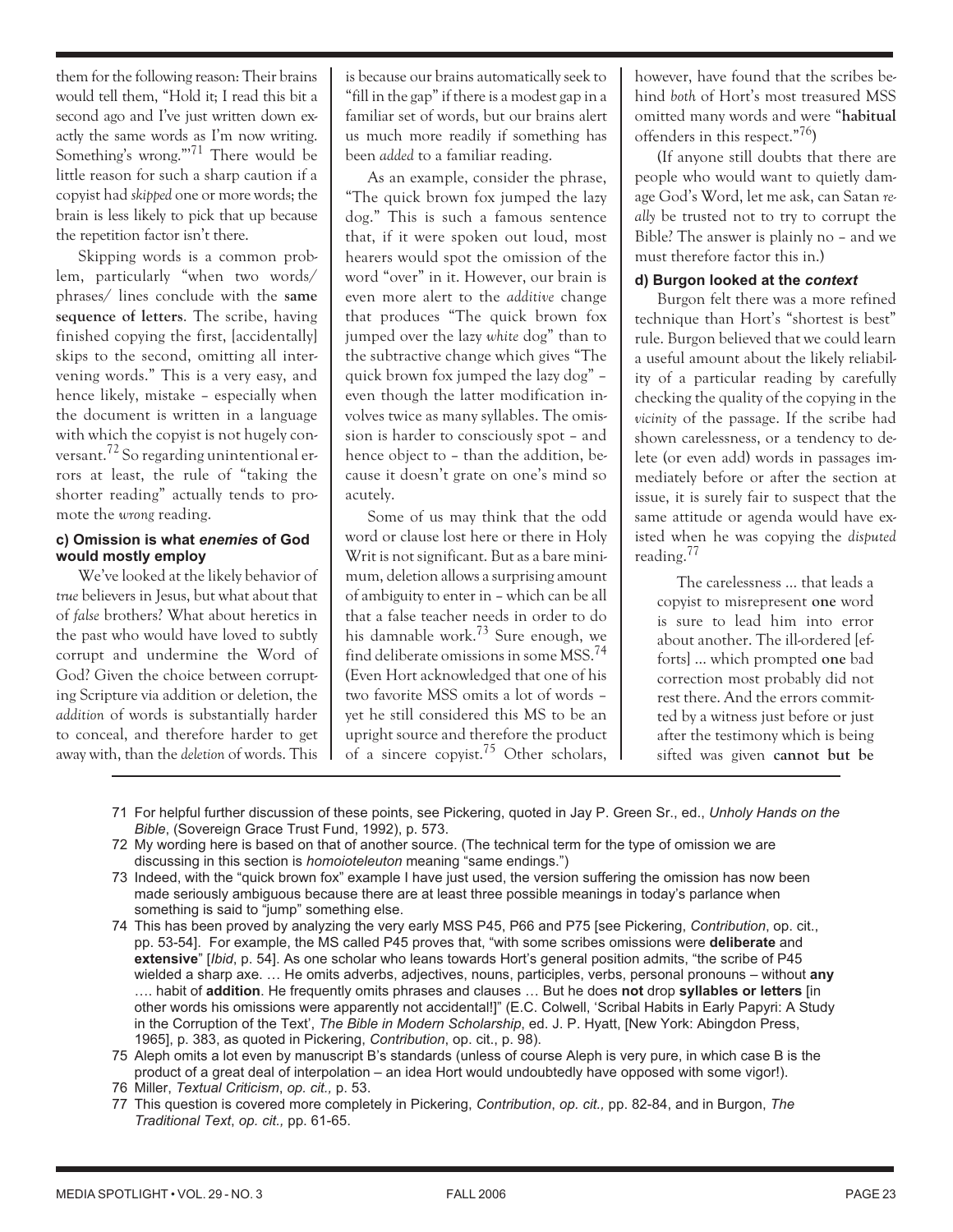them for the following reason: Their brains would tell them, "Hold it; I read this bit a second ago and I've just written down exactly the same words as I'm now writing. Something's wrong.'"[71] There would be little reason for such a sharp caution if a copyist had *skipped* one or more words; the brain is less likely to pick that up because the repetition factor isn't there.

Skipping words is a common problem, particularly "when two words/ phrases/ lines conclude with the **same sequence of letters**. The scribe, having finished copying the first, [accidentally] skips to the second, omitting all intervening words." This is a very easy, and hence likely, mistake – especially when the document is written in a language with which the copyist is not hugely conversant.[72] So regarding unintentional errors at least, the rule of "taking the shorter reading" actually tends to promote the *wrong* reading.

#### c) Omission is what *enemies* of God would mostly employ

We've looked at the likely behavior of *true* believers in Jesus, but what about that of *false* brothers? What about heretics in the past who would have loved to subtly corrupt and undermine the Word of God? Given the choice between corrupting Scripture via addition or deletion, the *addition* of words is substantially harder to conceal, and therefore harder to get away with, than the *deletion* of words. This is because our brains automatically seek to "fill in the gap" if there is a modest gap in a familiar set of words, but our brains alert us much more readily if something has been *added* to a familiar reading.

As an example, consider the phrase, "The quick brown fox jumped the lazy dog." This is such a famous sentence that, if it were spoken out loud, most hearers would spot the omission of the word "over" in it. However, our brain is even more alert to the *additive* change that produces "The quick brown fox jumped over the lazy *white* dog" than to the subtractive change which gives "The quick brown fox jumped the lazy dog" – even though the latter modification involves twice as many syllables. The omission is harder to consciously spot – and hence object to – than the addition, because it doesn't grate on one's mind so acutely.

Some of us may think that the odd word or clause lost here or there in Holy Writ is not significant. But as a bare minimum, deletion allows a surprising amount of ambiguity to enter in – which can be all that a false teacher needs in order to do his damnable work.[73] Sure enough, we find deliberate omissions in some MSS.[74] (Even Hort acknowledged that one of his two favorite MSS omits a lot of words – yet he still considered this MS to be an upright source and therefore the product of a sincere copyist.[75] Other scholars, however, have found that the scribes behind *both* of Hort's most treasured MSS omitted many words and were "**habitual** offenders in this respect."[76])

(If anyone still doubts that there are people who would want to quietly damage God's Word, let me ask, can Satan *really* be trusted not to try to corrupt the Bible? The answer is plainly no – and we must therefore factor this in.)

#### d) Burgon looked at the *context*

Burgon felt there was a more refined technique than Hort's "shortest is best" rule. Burgon believed that we could learn a useful amount about the likely reliability of a particular reading by carefully checking the quality of the copying in the *vicinity* of the passage. If the scribe had shown carelessness, or a tendency to delete (or even add) words in passages immediately before or after the section at issue, it is surely fair to suspect that the same attitude or agenda would have existed when he was copying the *disputed* reading.[77]

> The carelessness ... that leads a copyist to misrepresent **one** word is sure to lead him into error about another. The ill-ordered [efforts] ... which prompted **one** bad correction most probably did not rest there. And the errors committed by a witness just before or just after the testimony which is being sifted was given **cannot but be**

---

71 For helpful further discussion of these points, see Pickering, quoted in Jay P. Green Sr., ed., *Unholy Hands on the Bible*, (Sovereign Grace Trust Fund, 1992), p. 573.

72 My wording here is based on that of another source. (The technical term for the type of omission we are discussing in this section is *homoioteleuton* meaning "same endings.")

73 Indeed, with the "quick brown fox" example I have just used, the version suffering the omission has now been made seriously ambiguous because there are at least three possible meanings in today's parlance when something is said to "jump" something else.

74 This has been proved by analyzing the very early MSS P45, P66 and P75 [see Pickering, *Contribution*, op. cit., pp. 53-54]. For example, the MS called P45 proves that, "with some scribes omissions were **deliberate** and **extensive**" [*Ibid*, p. 54]. As one scholar who leans towards Hort's general position admits, "the scribe of P45 wielded a sharp axe. … He omits adverbs, adjectives, nouns, participles, verbs, personal pronouns – without **any** …. habit of **addition**. He frequently omits phrases and clauses … But he does **not** drop **syllables or letters** [in other words his omissions were apparently not accidental!]" (E.C. Colwell, 'Scribal Habits in Early Papyri: A Study in the Corruption of the Text', *The Bible in Modern Scholarship*, ed. J. P. Hyatt, [New York: Abingdon Press, 1965], p. 383, as quoted in Pickering, *Contribution*, op. cit., p. 98).

75 Aleph omits a lot even by manuscript B's standards (unless of course Aleph is very pure, in which case B is the product of a great deal of interpolation – an idea Hort would undoubtedly have opposed with some vigor!).

76 Miller, *Textual Criticism*, *op. cit.,* p. 53.

77 This question is covered more completely in Pickering, *Contribution*, *op. cit.,* pp. 82-84, and in Burgon, *The Traditional Text*, *op. cit.,* pp. 61-65.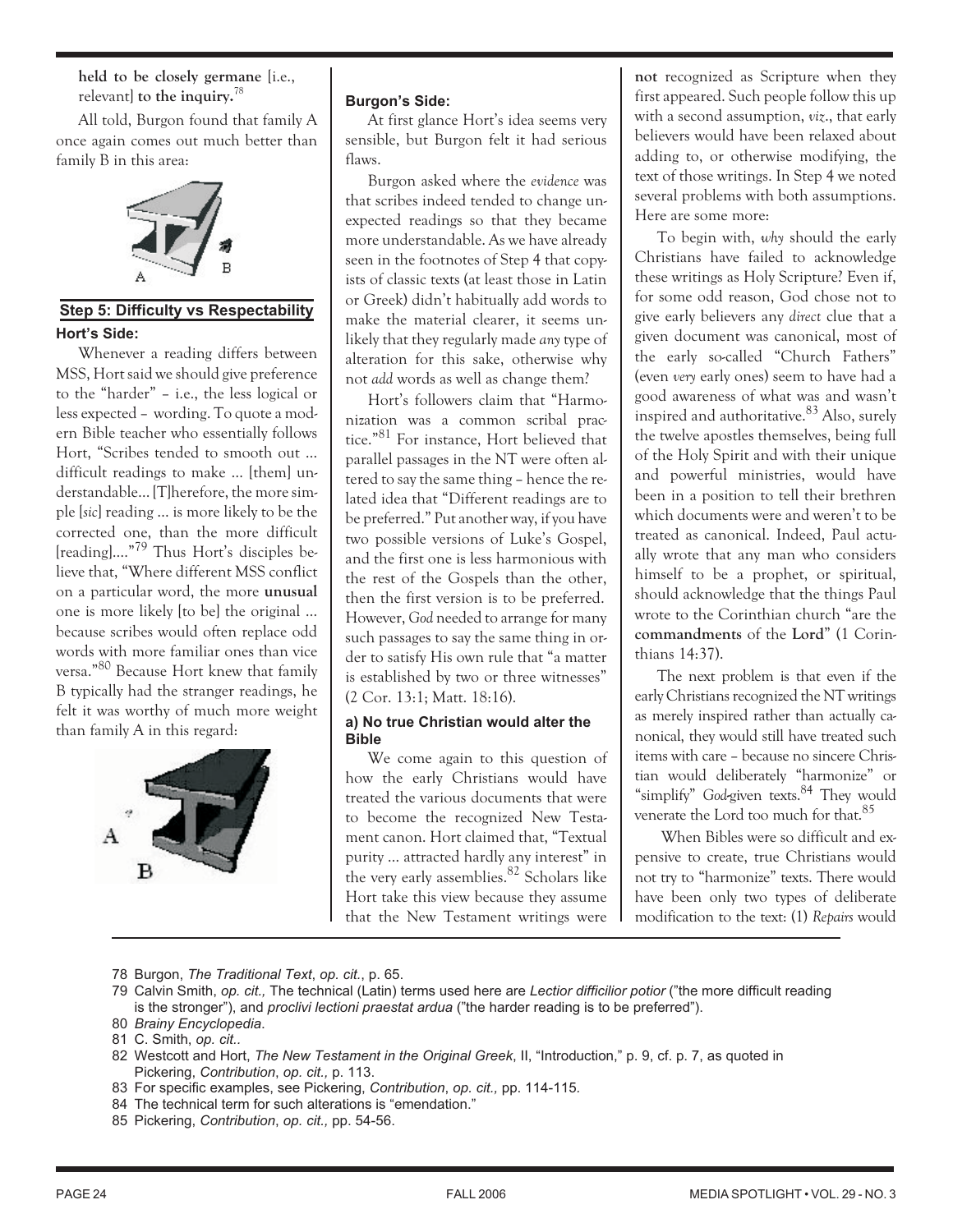**held to be closely germane** [i.e., relevant] **to the inquiry.**[78]

All told, Burgon found that family A once again comes out much better than family B in this area:

## Step 5: Difficulty vs Respectability

### Hort's Side:

Whenever a reading differs between MSS, Hort said we should give preference to the "harder" – i.e., the less logical or less expected – wording. To quote a modern Bible teacher who essentially follows Hort, "Scribes tended to smooth out ... difficult readings to make ... [them] understandable... [T]herefore, the more simple [*sic*] reading ... is more likely to be the corrected one, than the more difficult [reading]...."[79] Thus Hort's disciples believe that, "Where different MSS conflict on a particular word, the more **unusual** one is more likely [to be] the original ... because scribes would often replace odd words with more familiar ones than vice versa."[80] Because Hort knew that family B typically had the stranger readings, he felt it was worthy of much more weight than family A in this regard:

### Burgon's Side:

At first glance Hort's idea seems very sensible, but Burgon felt it had serious flaws.

Burgon asked where the *evidence* was that scribes indeed tended to change unexpected readings so that they became more understandable. As we have already seen in the footnotes of Step 4 that copyists of classic texts (at least those in Latin or Greek) didn't habitually add words to make the material clearer, it seems unlikely that they regularly made *any* type of alteration for this sake, otherwise why not *add* words as well as change them?

Hort's followers claim that "Harmonization was a common scribal practice."[81] For instance, Hort believed that parallel passages in the NT were often altered to say the same thing – hence the related idea that "Different readings are to be preferred." Put another way, if you have two possible versions of Luke's Gospel, and the first one is less harmonious with the rest of the Gospels than the other, then the first version is to be preferred. However, *God* needed to arrange for many such passages to say the same thing in order to satisfy His own rule that "a matter is established by two or three witnesses" (2 Cor. 13:1; Matt. 18:16).

#### a) No true Christian would alter the Bible

We come again to this question of how the early Christians would have treated the various documents that were to become the recognized New Testament canon. Hort claimed that, "Textual purity ... attracted hardly any interest" in the very early assemblies.[82] Scholars like Hort take this view because they assume that the New Testament writings were **not** recognized as Scripture when they first appeared. Such people follow this up with a second assumption, *viz*., that early believers would have been relaxed about adding to, or otherwise modifying, the text of those writings. In Step 4 we noted several problems with both assumptions. Here are some more:

To begin with, *why* should the early Christians have failed to acknowledge these writings as Holy Scripture? Even if, for some odd reason, God chose not to give early believers any *direct* clue that a given document was canonical, most of the early so-called "Church Fathers" (even *very* early ones) seem to have had a good awareness of what was and wasn't inspired and authoritative.[83] Also, surely the twelve apostles themselves, being full of the Holy Spirit and with their unique and powerful ministries, would have been in a position to tell their brethren which documents were and weren't to be treated as canonical. Indeed, Paul actually wrote that any man who considers himself to be a prophet, or spiritual, should acknowledge that the things Paul wrote to the Corinthian church "are the **commandments** of the **Lord**" (1 Corinthians 14:37).

The next problem is that even if the early Christians recognized the NT writings as merely inspired rather than actually canonical, they would still have treated such items with care – because no sincere Christian would deliberately "harmonize" or "simplify" *God*-given texts.[84] They would venerate the Lord too much for that.[85]

When Bibles were so difficult and expensive to create, true Christians would not try to "harmonize" texts. There would have been only two types of deliberate modification to the text: (1) *Repairs* would

---

78 Burgon, *The Traditional Text*, *op. cit.*, p. 65.

79 Calvin Smith, *op. cit.,* The technical (Latin) terms used here are *Lectior difficilior potior* ("the more difficult reading is the stronger"), and *proclivi lectioni praestat ardua* ("the harder reading is to be preferred").

80 *Brainy Encyclopedia*.

81 C. Smith, *op. cit.*.

82 Westcott and Hort, *The New Testament in the Original Greek*, II, "Introduction," p. 9, cf. p. 7, as quoted in Pickering, *Contribution*, *op. cit.,* p. 113.

83 For specific examples, see Pickering, *Contribution*, *op. cit.,* pp. 114-115.

84 The technical term for such alterations is "emendation."

85 Pickering, *Contribution*, *op. cit.,* pp. 54-56.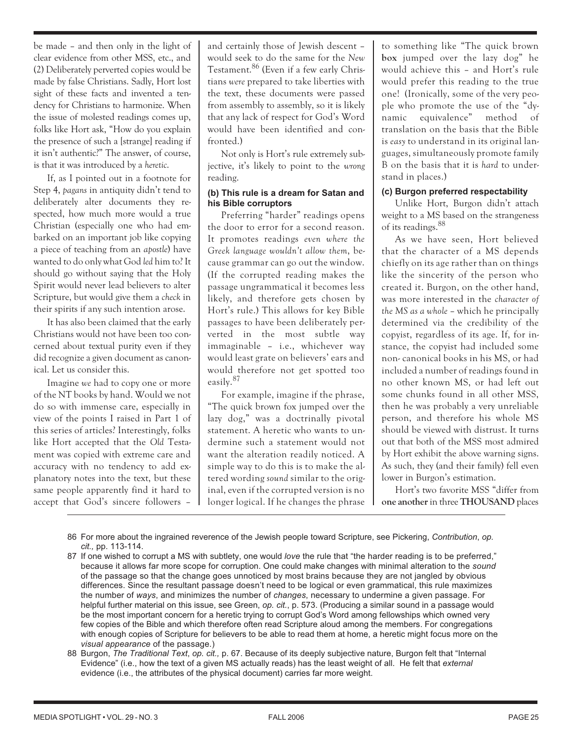be made – and then only in the light of clear evidence from other MSS, etc., and (2) Deliberately perverted copies would be made by false Christians. Sadly, Hort lost sight of these facts and invented a tendency for Christians to harmonize. When the issue of molested readings comes up, folks like Hort ask, "How do you explain the presence of such a [strange] reading if it isn't authentic?" The answer, of course, is that it was introduced by a *heretic*.

If, as I pointed out in a footnote for Step 4, *pagans* in antiquity didn't tend to deliberately alter documents they respected, how much more would a true Christian (especially one who had embarked on an important job like copying a piece of teaching from an *apostle*) have wanted to do only what God *led* him to? It should go without saying that the Holy Spirit would never lead believers to alter Scripture, but would give them a *check* in their spirits if any such intention arose.

It has also been claimed that the early Christians would not have been too concerned about textual purity even if they did recognize a given document as canonical. Let us consider this.

Imagine *we* had to copy one or more of the NT books by hand. Would we not do so with immense care, especially in view of the points I raised in Part 1 of this series of articles? Interestingly, folks like Hort accepted that the *Old* Testament was copied with extreme care and accuracy with no tendency to add explanatory notes into the text, but these same people apparently find it hard to accept that God's sincere followers – and certainly those of Jewish descent – would seek to do the same for the *New* Testament.[86] (Even if a few early Christians *were* prepared to take liberties with the text, these documents were passed from assembly to assembly, so it is likely that any lack of respect for God's Word would have been identified and confronted.)

Not only is Hort's rule extremely subjective, it's likely to point to the *wrong* reading.

**(b) This rule is a dream for Satan and his Bible corruptors**

Preferring "harder" readings opens the door to error for a second reason. It promotes readings *even where the Greek language wouldn't allow them*, because grammar can go out the window. (If the corrupted reading makes the passage ungrammatical it becomes less likely, and therefore gets chosen by Hort's rule.) This allows for key Bible passages to have been deliberately perverted in the most subtle way imaginable – i.e., whichever way would least grate on believers' ears and would therefore not get spotted too easily.[87]

For example, imagine if the phrase, "The quick brown fox jumped over the lazy dog," was a doctrinally pivotal statement. A heretic who wants to undermine such a statement would not want the alteration readily noticed. A simple way to do this is to make the altered wording *sound* similar to the original, even if the corrupted version is no longer logical. If he changes the phrase to something like "The quick brown **box** jumped over the lazy dog" he would achieve this – and Hort's rule would prefer this reading to the true one! (Ironically, some of the very people who promote the use of the "dynamic equivalence" method of translation on the basis that the Bible is *easy* to understand in its original languages, simultaneously promote family B on the basis that it is *hard* to understand in places.)

**(c) Burgon preferred respectability**

Unlike Hort, Burgon didn't attach weight to a MS based on the strangeness of its readings.[88]

As we have seen, Hort believed that the character of a MS depends chiefly on its age rather than on things like the sincerity of the person who created it. Burgon, on the other hand, was more interested in the *character of the MS as a whole* – which he principally determined via the credibility of the copyist, regardless of its age. If, for instance, the copyist had included some non- canonical books in his MS, or had included a number of readings found in no other known MS, or had left out some chunks found in all other MSS, then he was probably a very unreliable person, and therefore his whole MS should be viewed with distrust. It turns out that both of the MSS most admired by Hort exhibit the above warning signs. As such, they (and their family) fell even lower in Burgon's estimation.

Hort's two favorite MSS "differ from **one another** in three **THOUSAND** places

---

86 For more about the ingrained reverence of the Jewish people toward Scripture, see Pickering, *Contribution*, *op. cit.,* pp. 113-114.

87 If one wished to corrupt a MS with subtlety, one would *love* the rule that "the harder reading is to be preferred," because it allows far more scope for corruption. One could make changes with minimal alteration to the *sound* of the passage so that the change goes unnoticed by most brains because they are not jangled by obvious differences. Since the resultant passage doesn't need to be logical or even grammatical, this rule maximizes the number of *ways*, and minimizes the number of *changes*, necessary to undermine a given passage. For helpful further material on this issue, see Green, *op. cit.*, p. 573. (Producing a similar sound in a passage would be the most important concern for a heretic trying to corrupt God's Word among fellowships which owned very few copies of the Bible and which therefore often read Scripture aloud among the members. For congregations with enough copies of Scripture for believers to be able to read them at home, a heretic might focus more on the *visual appearance* of the passage.)

88 Burgon, *The Traditional Text*, *op. cit.,* p. 67. Because of its deeply subjective nature, Burgon felt that "Internal Evidence" (i.e., how the text of a given MS actually reads) has the least weight of all. He felt that *external* evidence (i.e., the attributes of the physical document) carries far more weight.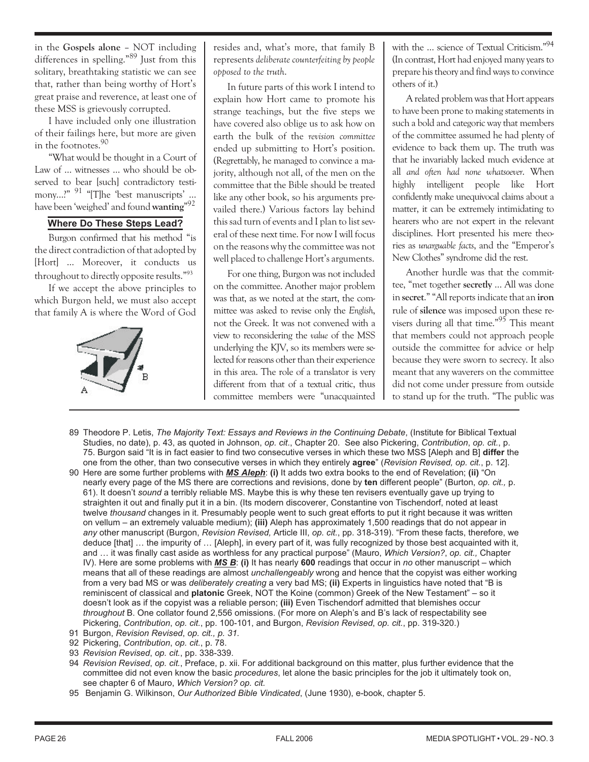in the **Gospels alone** – NOT including differences in spelling."[89] Just from this solitary, breathtaking statistic we can see that, rather than being worthy of Hort's great praise and reverence, at least one of these MSS is grievously corrupted.

I have included only one illustration of their failings here, but more are given in the footnotes.[90]

"What would be thought in a Court of Law of ... witnesses ... who should be observed to bear [such] contradictory testimony...?" [91] "[T]he 'best manuscripts' ... have been 'weighed' and found **wanting**"[92]

### Where Do These Steps Lead?

Burgon confirmed that his method "is the direct contradiction of that adopted by [Hort] ... Moreover, it conducts us throughout to directly opposite results."[93]

If we accept the above principles to which Burgon held, we must also accept that family A is where the Word of God resides and, what's more, that family B represents *deliberate counterfeiting by people opposed to the truth*.

In future parts of this work I intend to explain how Hort came to promote his strange teachings, but the five steps we have covered also oblige us to ask how on earth the bulk of the *revision committee* ended up submitting to Hort's position. (Regrettably, he managed to convince a majority, although not all, of the men on the committee that the Bible should be treated like any other book, so his arguments prevailed there.) Various factors lay behind this sad turn of events and I plan to list several of these next time. For now I will focus on the reasons why the committee was not well placed to challenge Hort's arguments.

For one thing, Burgon was not included on the committee. Another major problem was that, as we noted at the start, the committee was asked to revise only the *English*, not the Greek. It was not convened with a view to reconsidering the *value* of the MSS underlying the KJV, so its members were selected for reasons other than their experience in this area. The role of a translator is very different from that of a textual critic, thus committee members were "unacquainted with the ... science of Textual Criticism."[94] (In contrast, Hort had enjoyed many years to prepare his theory and find ways to convince others of it.)

A related problem was that Hort appears to have been prone to making statements in such a bold and categoric way that members of the committee assumed he had plenty of evidence to back them up. The truth was that he invariably lacked much evidence at all *and often had none whatsoever*. When highly intelligent people like Hort confidently make unequivocal claims about a matter, it can be extremely intimidating to hearers who are not expert in the relevant disciplines. Hort presented his mere theories as *unarguable facts*, and the "Emperor's New Clothes" syndrome did the rest.

Another hurdle was that the committee, "met together **secretly** ... All was done in **secret**." "All reports indicate that an **iron** rule of **silence** was imposed upon these revisers during all that time."[95] This meant that members could not approach people outside the committee for advice or help because they were sworn to secrecy. It also meant that any waverers on the committee did not come under pressure from outside to stand up for the truth. "The public was

---

89 Theodore P. Letis, *The Majority Text: Essays and Reviews in the Continuing Debate*, (Institute for Biblical Textual Studies, no date), p. 43, as quoted in Johnson, *op. cit.*, Chapter 20. See also Pickering, *Contribution*, *op. cit.*, p. 75. Burgon said "It is in fact easier to find two consecutive verses in which these two MSS [Aleph and B] **differ** the one from the other, than two consecutive verses in which they entirely **agree**" (*Revision Revised, op. cit.*, p. 12].

90 Here are some further problems with ***MS Aleph***: **(i)** It adds two extra books to the end of Revelation; **(ii)** "On nearly every page of the MS there are corrections and revisions, done by **ten** different people" (Burton, *op. cit.,* p. 61). It doesn't *sound* a terribly reliable MS. Maybe this is why these ten revisers eventually gave up trying to straighten it out and finally put it in a bin. (Its modern discoverer, Constantine von Tischendorf, noted at least twelve *thousand* changes in it. Presumably people went to such great efforts to put it right because it was written on vellum – an extremely valuable medium); **(iii)** Aleph has approximately 1,500 readings that do not appear in *any* other manuscript (Burgon, *Revision Revised,* Article III, *op. cit.*, pp. 318-319). "From these facts, therefore, we deduce [that] … the impurity of … [Aleph], in every part of it, was fully recognized by those best acquainted with it, and … it was finally cast aside as worthless for any practical purpose" (Mauro, *Which Version?*, *op. cit.,* Chapter IV). Here are some problems with ***MS B***: **(i)** It has nearly **600** readings that occur in *no* other manuscript – which means that all of these readings are almost *unchallengeably* wrong and hence that the copyist was either working from a very bad MS or was *deliberately creating* a very bad MS; **(ii)** Experts in linguistics have noted that "B is reminiscent of classical and **platonic** Greek, NOT the Koine (common) Greek of the New Testament" – so it doesn't look as if the copyist was a reliable person; **(iii)** Even Tischendorf admitted that blemishes occur *throughout* B. One collator found 2,556 omissions. (For more on Aleph's and B's lack of respectability see Pickering, *Contribution*, *op. cit.*, pp. 100-101, and Burgon, *Revision Revised*, *op. cit.*, pp. 319-320.)

91 Burgon, *Revision Revised*, *op. cit., p. 31.*

92 Pickering, *Contribution*, *op. cit.*, p. 78.

93 *Revision Revised*, *op. cit.*, pp. 338-339.

94 *Revision Revised*, *op. cit.*, Preface, p. xii. For additional background on this matter, plus further evidence that the committee did not even know the basic *procedures*, let alone the basic principles for the job it ultimately took on, see chapter 6 of Mauro, *Which Version? op. cit.*

95 Benjamin G. Wilkinson, *Our Authorized Bible Vindicated*, (June 1930), e-book, chapter 5.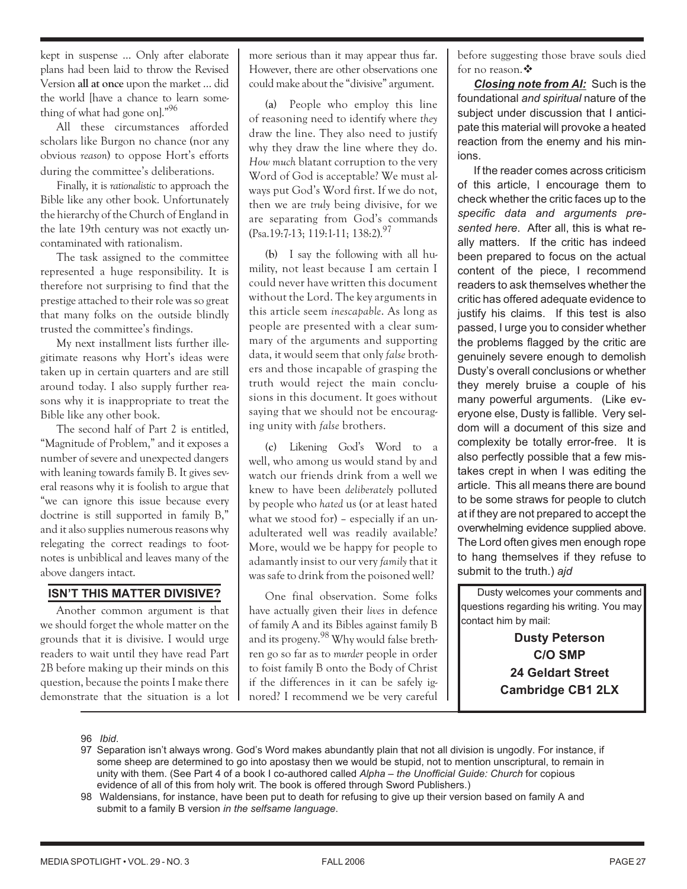kept in suspense ... Only after elaborate plans had been laid to throw the Revised Version **all at once** upon the market ... did the world [have a chance to learn something of what had gone on]."[96]

All these circumstances afforded scholars like Burgon no chance (nor any obvious *reason*) to oppose Hort's efforts during the committee's deliberations.

Finally, it is *rationalistic* to approach the Bible like any other book. Unfortunately the hierarchy of the Church of England in the late 19th century was not exactly uncontaminated with rationalism.

The task assigned to the committee represented a huge responsibility. It is therefore not surprising to find that the prestige attached to their role was so great that many folks on the outside blindly trusted the committee's findings.

My next installment lists further illegitimate reasons why Hort's ideas were taken up in certain quarters and are still around today. I also supply further reasons why it is inappropriate to treat the Bible like any other book.

The second half of Part 2 is entitled, "Magnitude of Problem," and it exposes a number of severe and unexpected dangers with leaning towards family B. It gives several reasons why it is foolish to argue that "we can ignore this issue because every doctrine is still supported in family B," and it also supplies numerous reasons why relegating the correct readings to footnotes is unbiblical and leaves many of the above dangers intact.

## ISN'T THIS MATTER DIVISIVE?

Another common argument is that we should forget the whole matter on the grounds that it is divisive. I would urge readers to wait until they have read Part 2B before making up their minds on this question, because the points I make there demonstrate that the situation is a lot more serious than it may appear thus far. However, there are other observations one could make about the "divisive" argument.

(a) People who employ this line of reasoning need to identify where *they* draw the line. They also need to justify why they draw the line where they do. *How much* blatant corruption to the very Word of God is acceptable? We must always put God's Word first. If we do not, then we are *truly* being divisive, for we are separating from God's commands (Psa.19:7-13; 119:1-11; 138:2).[97]

(b) I say the following with all humility, not least because I am certain I could never have written this document without the Lord. The key arguments in this article seem *inescapable*. As long as people are presented with a clear summary of the arguments and supporting data, it would seem that only *false* brothers and those incapable of grasping the truth would reject the main conclusions in this document. It goes without saying that we should not be encouraging unity with *false* brothers.

(c) Likening God's Word to a well, who among us would stand by and watch our friends drink from a well we knew to have been *deliberately* polluted by people who *hated* us (or at least hated what we stood for) – especially if an unadulterated well was readily available? More, would we be happy for people to adamantly insist to our very *family* that it was safe to drink from the poisoned well?

One final observation. Some folks have actually given their *lives* in defence of family A and its Bibles against family B and its progeny.[98] Why would false brethren go so far as to *murder* people in order to foist family B onto the Body of Christ if the differences in it can be safely ignored? I recommend we be very careful before suggesting those brave souls died for no reason.❖

***Closing note from AI:*** Such is the foundational *and spiritual* nature of the subject under discussion that I anticipate this material will provoke a heated reaction from the enemy and his minions.

If the reader comes across criticism of this article, I encourage them to check whether the critic faces up to the *specific data and arguments presented here*. After all, this is what really matters. If the critic has indeed been prepared to focus on the actual content of the piece, I recommend readers to ask themselves whether the critic has offered adequate evidence to justify his claims. If this test is also passed, I urge you to consider whether the problems flagged by the critic are genuinely severe enough to demolish Dusty's overall conclusions or whether they merely bruise a couple of his many powerful arguments. (Like everyone else, Dusty is fallible. Very seldom will a document of this size and complexity be totally error-free. It is also perfectly possible that a few mistakes crept in when I was editing the article. This all means there are bound to be some straws for people to clutch at if they are not prepared to accept the overwhelming evidence supplied above. The Lord often gives men enough rope to hang themselves if they refuse to submit to the truth.) *ajd*

Dusty welcomes your comments and questions regarding his writing. You may contact him by mail:

**Dusty Peterson**
**C/O SMP**
**24 Geldart Street**
**Cambridge CB1 2LX**

---

96 *Ibid*.

97 Separation isn't always wrong. God's Word makes abundantly plain that not all division is ungodly. For instance, if some sheep are determined to go into apostasy then we would be stupid, not to mention unscriptural, to remain in unity with them. (See Part 4 of a book I co-authored called *Alpha – the Unofficial Guide: Church* for copious evidence of all of this from holy writ. The book is offered through Sword Publishers.)

98 Waldensians, for instance, have been put to death for refusing to give up their version based on family A and submit to a family B version *in the selfsame language*.